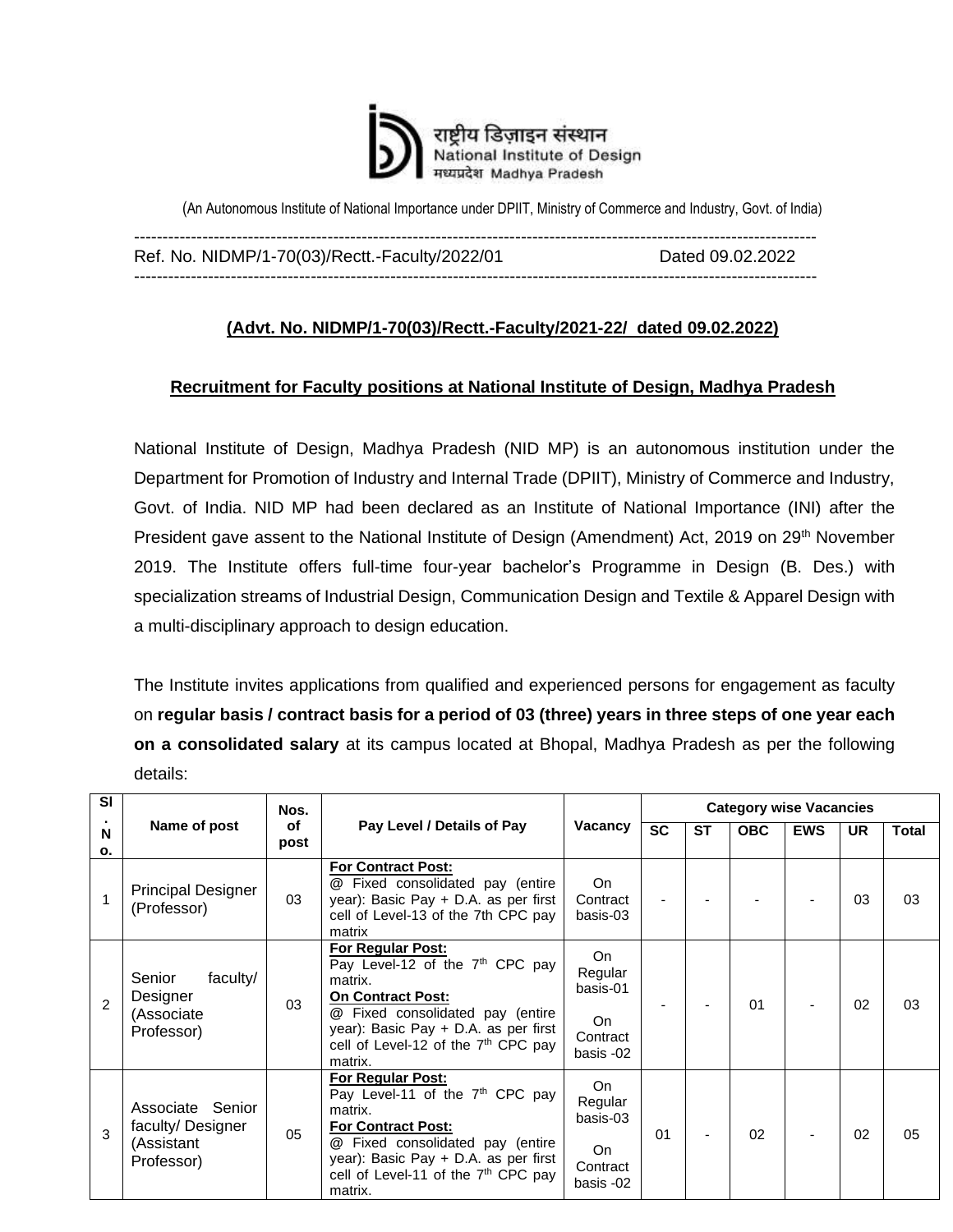राष्ट्रीय डिज़ाइन संस्थान
National Institute of Design
मध्यप्रदेश Madhya Pradesh

(An Autonomous Institute of National Importance under DPIIT, Ministry of Commerce and Industry, Govt. of India)

Ref. No. NIDMP/1-70(03)/Rectt.-Faculty/2022/01 Dated 09.02.2022

**(Advt. No. NIDMP/1-70(03)/Rectt.-Faculty/2021-22/ dated 09.02.2022)**

**Recruitment for Faculty positions at National Institute of Design, Madhya Pradesh**

National Institute of Design, Madhya Pradesh (NID MP) is an autonomous institution under the Department for Promotion of Industry and Internal Trade (DPIIT), Ministry of Commerce and Industry, Govt. of India. NID MP had been declared as an Institute of National Importance (INI) after the President gave assent to the National Institute of Design (Amendment) Act, 2019 on 29th November 2019. The Institute offers full-time four-year bachelor's Programme in Design (B. Des.) with specialization streams of Industrial Design, Communication Design and Textile & Apparel Design with a multi-disciplinary approach to design education.

The Institute invites applications from qualified and experienced persons for engagement as faculty on **regular basis / contract basis for a period of 03 (three) years in three steps of one year each on a consolidated salary** at its campus located at Bhopal, Madhya Pradesh as per the following details:

| Sl. No. | Name of post | Nos. of post | Pay Level / Details of Pay | Vacancy | Category wise Vacancies | | | | | |
|---|---|---|---|---|---|---|---|---|---|---|
| | | | | | SC | ST | OBC | EWS | UR | Total |
| 1 | Principal Designer (Professor) | 03 | **For Contract Post:** @ Fixed consolidated pay (entire year): Basic Pay + D.A. as per first cell of Level-13 of the 7th CPC pay matrix | On Contract basis-03 | - | - | - | - | 03 | 03 |
| 2 | Senior faculty/ Designer (Associate Professor) | 03 | **For Regular Post:** Pay Level-12 of the 7th CPC pay matrix. **On Contract Post:** @ Fixed consolidated pay (entire year): Basic Pay + D.A. as per first cell of Level-12 of the 7th CPC pay matrix. | On Regular basis-01 On Contract basis -02 | - | - | 01 | - | 02 | 03 |
| 3 | Associate Senior faculty/ Designer (Assistant Professor) | 05 | **For Regular Post:** Pay Level-11 of the 7th CPC pay matrix. **For Contract Post:** @ Fixed consolidated pay (entire year): Basic Pay + D.A. as per first cell of Level-11 of the 7th CPC pay matrix. | On Regular basis-03 On Contract basis -02 | 01 | - | 02 | - | 02 | 05 |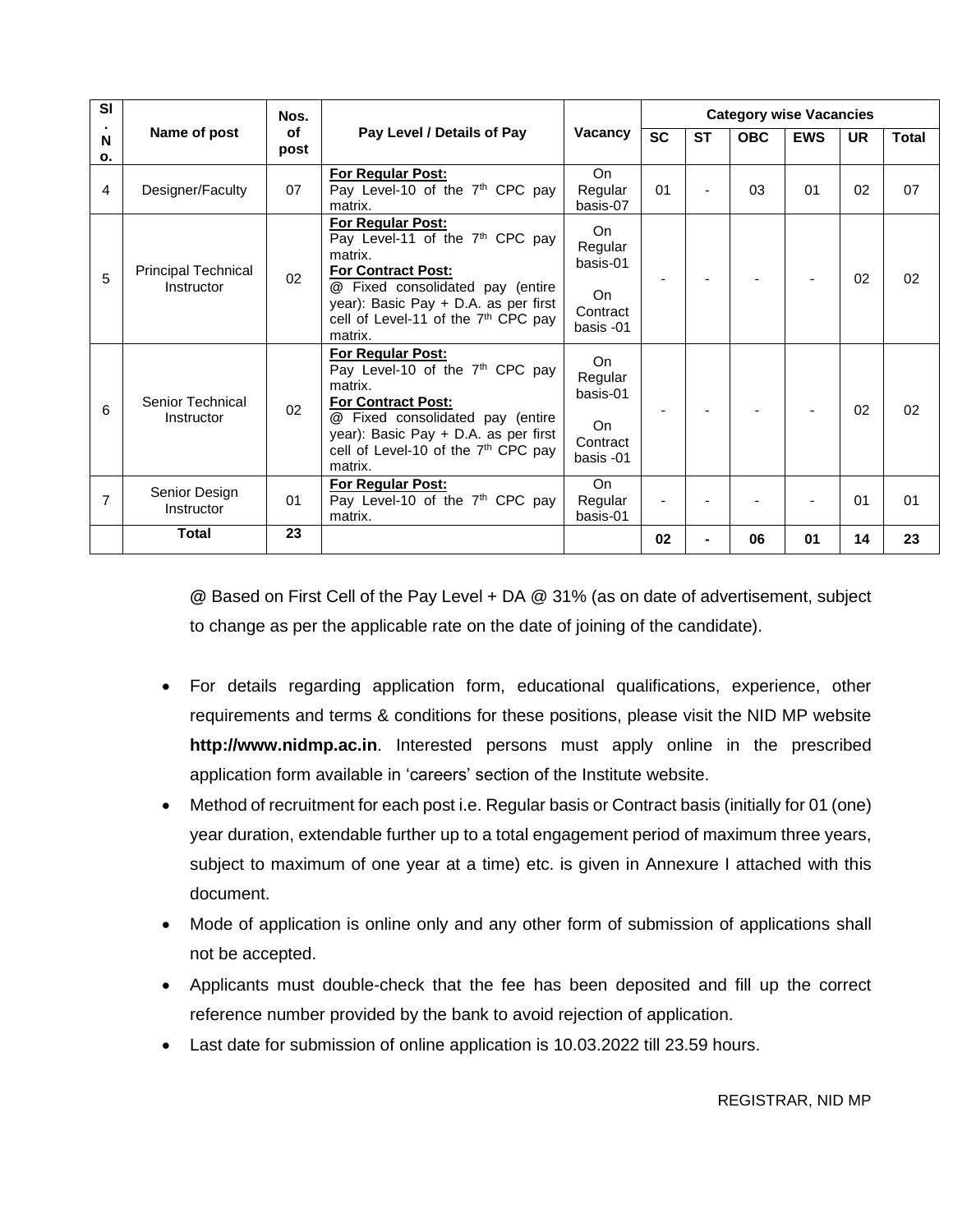| Sl. No. | Name of post | Nos. of post | Pay Level / Details of Pay | Vacancy | Category wise Vacancies | | | | | |
|---|---|---|---|---|---|---|---|---|---|---|
| | | | | | SC | ST | OBC | EWS | UR | Total |
| 4 | Designer/Faculty | 07 | **For Regular Post:** Pay Level-10 of the 7th CPC pay matrix. | On Regular basis-07 | 01 | - | 03 | 01 | 02 | 07 |
| 5 | Principal Technical Instructor | 02 | **For Regular Post:** Pay Level-11 of the 7th CPC pay matrix. **For Contract Post:** @ Fixed consolidated pay (entire year): Basic Pay + D.A. as per first cell of Level-11 of the 7th CPC pay matrix. | On Regular basis-01 On Contract basis -01 | - | - | - | - | 02 | 02 |
| 6 | Senior Technical Instructor | 02 | **For Regular Post:** Pay Level-10 of the 7th CPC pay matrix. **For Contract Post:** @ Fixed consolidated pay (entire year): Basic Pay + D.A. as per first cell of Level-10 of the 7th CPC pay matrix. | On Regular basis-01 On Contract basis -01 | - | - | - | - | 02 | 02 |
| 7 | Senior Design Instructor | 01 | **For Regular Post:** Pay Level-10 of the 7th CPC pay matrix. | On Regular basis-01 | - | - | - | - | 01 | 01 |
| | **Total** | **23** | | | **02** | **-** | **06** | **01** | **14** | **23** |

@ Based on First Cell of the Pay Level + DA @ 31% (as on date of advertisement, subject to change as per the applicable rate on the date of joining of the candidate).

- For details regarding application form, educational qualifications, experience, other requirements and terms & conditions for these positions, please visit the NID MP website **http://www.nidmp.ac.in**. Interested persons must apply online in the prescribed application form available in 'careers' section of the Institute website.
- Method of recruitment for each post i.e. Regular basis or Contract basis (initially for 01 (one) year duration, extendable further up to a total engagement period of maximum three years, subject to maximum of one year at a time) etc. is given in Annexure I attached with this document.
- Mode of application is online only and any other form of submission of applications shall not be accepted.
- Applicants must double-check that the fee has been deposited and fill up the correct reference number provided by the bank to avoid rejection of application.
- Last date for submission of online application is 10.03.2022 till 23.59 hours.

REGISTRAR, NID MP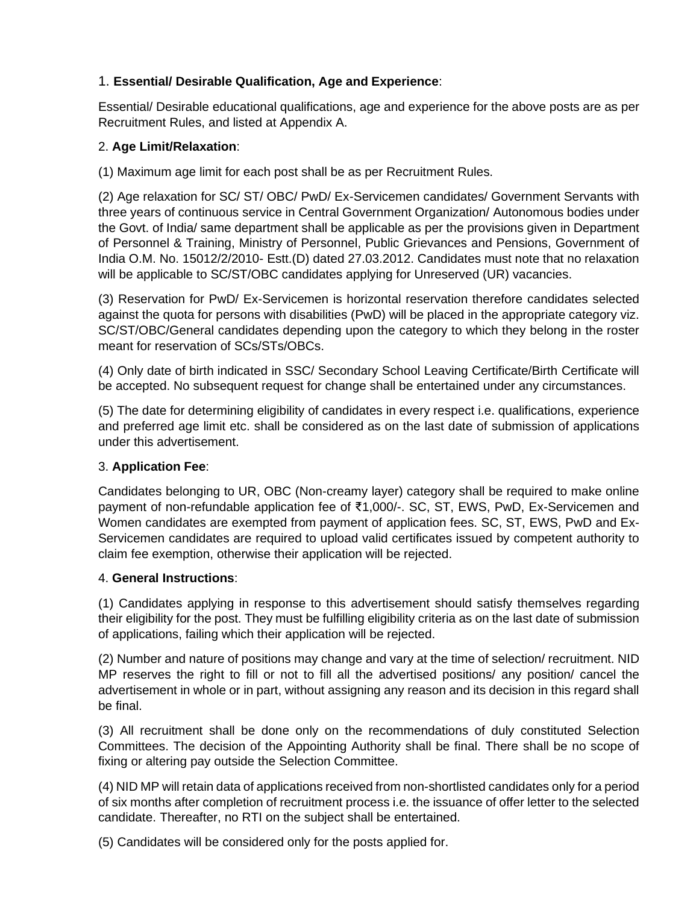1. **Essential/ Desirable Qualification, Age and Experience**:

Essential/ Desirable educational qualifications, age and experience for the above posts are as per Recruitment Rules, and listed at Appendix A.

2. **Age Limit/Relaxation**:

(1) Maximum age limit for each post shall be as per Recruitment Rules.

(2) Age relaxation for SC/ ST/ OBC/ PwD/ Ex-Servicemen candidates/ Government Servants with three years of continuous service in Central Government Organization/ Autonomous bodies under the Govt. of India/ same department shall be applicable as per the provisions given in Department of Personnel & Training, Ministry of Personnel, Public Grievances and Pensions, Government of India O.M. No. 15012/2/2010- Estt.(D) dated 27.03.2012. Candidates must note that no relaxation will be applicable to SC/ST/OBC candidates applying for Unreserved (UR) vacancies.

(3) Reservation for PwD/ Ex-Servicemen is horizontal reservation therefore candidates selected against the quota for persons with disabilities (PwD) will be placed in the appropriate category viz. SC/ST/OBC/General candidates depending upon the category to which they belong in the roster meant for reservation of SCs/STs/OBCs.

(4) Only date of birth indicated in SSC/ Secondary School Leaving Certificate/Birth Certificate will be accepted. No subsequent request for change shall be entertained under any circumstances.

(5) The date for determining eligibility of candidates in every respect i.e. qualifications, experience and preferred age limit etc. shall be considered as on the last date of submission of applications under this advertisement.

3. **Application Fee**:

Candidates belonging to UR, OBC (Non-creamy layer) category shall be required to make online payment of non-refundable application fee of ₹1,000/-. SC, ST, EWS, PwD, Ex-Servicemen and Women candidates are exempted from payment of application fees. SC, ST, EWS, PwD and Ex-Servicemen candidates are required to upload valid certificates issued by competent authority to claim fee exemption, otherwise their application will be rejected.

4. **General Instructions**:

(1) Candidates applying in response to this advertisement should satisfy themselves regarding their eligibility for the post. They must be fulfilling eligibility criteria as on the last date of submission of applications, failing which their application will be rejected.

(2) Number and nature of positions may change and vary at the time of selection/ recruitment. NID MP reserves the right to fill or not to fill all the advertised positions/ any position/ cancel the advertisement in whole or in part, without assigning any reason and its decision in this regard shall be final.

(3) All recruitment shall be done only on the recommendations of duly constituted Selection Committees. The decision of the Appointing Authority shall be final. There shall be no scope of fixing or altering pay outside the Selection Committee.

(4) NID MP will retain data of applications received from non-shortlisted candidates only for a period of six months after completion of recruitment process i.e. the issuance of offer letter to the selected candidate. Thereafter, no RTI on the subject shall be entertained.

(5) Candidates will be considered only for the posts applied for.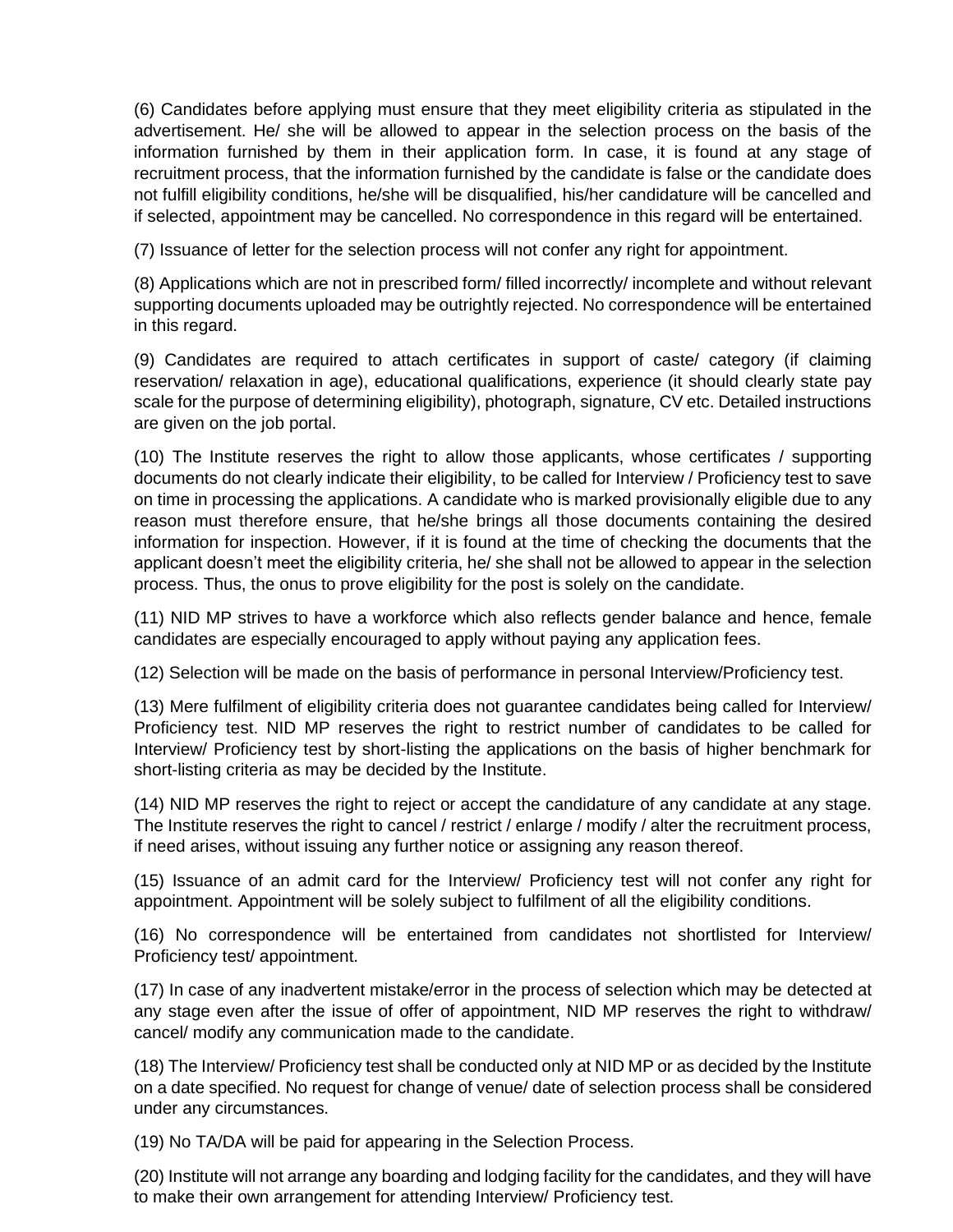(6) Candidates before applying must ensure that they meet eligibility criteria as stipulated in the advertisement. He/ she will be allowed to appear in the selection process on the basis of the information furnished by them in their application form. In case, it is found at any stage of recruitment process, that the information furnished by the candidate is false or the candidate does not fulfill eligibility conditions, he/she will be disqualified, his/her candidature will be cancelled and if selected, appointment may be cancelled. No correspondence in this regard will be entertained.

(7) Issuance of letter for the selection process will not confer any right for appointment.

(8) Applications which are not in prescribed form/ filled incorrectly/ incomplete and without relevant supporting documents uploaded may be outrightly rejected. No correspondence will be entertained in this regard.

(9) Candidates are required to attach certificates in support of caste/ category (if claiming reservation/ relaxation in age), educational qualifications, experience (it should clearly state pay scale for the purpose of determining eligibility), photograph, signature, CV etc. Detailed instructions are given on the job portal.

(10) The Institute reserves the right to allow those applicants, whose certificates / supporting documents do not clearly indicate their eligibility, to be called for Interview / Proficiency test to save on time in processing the applications. A candidate who is marked provisionally eligible due to any reason must therefore ensure, that he/she brings all those documents containing the desired information for inspection. However, if it is found at the time of checking the documents that the applicant doesn't meet the eligibility criteria, he/ she shall not be allowed to appear in the selection process. Thus, the onus to prove eligibility for the post is solely on the candidate.

(11) NID MP strives to have a workforce which also reflects gender balance and hence, female candidates are especially encouraged to apply without paying any application fees.

(12) Selection will be made on the basis of performance in personal Interview/Proficiency test.

(13) Mere fulfilment of eligibility criteria does not guarantee candidates being called for Interview/ Proficiency test. NID MP reserves the right to restrict number of candidates to be called for Interview/ Proficiency test by short-listing the applications on the basis of higher benchmark for short-listing criteria as may be decided by the Institute.

(14) NID MP reserves the right to reject or accept the candidature of any candidate at any stage. The Institute reserves the right to cancel / restrict / enlarge / modify / alter the recruitment process, if need arises, without issuing any further notice or assigning any reason thereof.

(15) Issuance of an admit card for the Interview/ Proficiency test will not confer any right for appointment. Appointment will be solely subject to fulfilment of all the eligibility conditions.

(16) No correspondence will be entertained from candidates not shortlisted for Interview/ Proficiency test/ appointment.

(17) In case of any inadvertent mistake/error in the process of selection which may be detected at any stage even after the issue of offer of appointment, NID MP reserves the right to withdraw/ cancel/ modify any communication made to the candidate.

(18) The Interview/ Proficiency test shall be conducted only at NID MP or as decided by the Institute on a date specified. No request for change of venue/ date of selection process shall be considered under any circumstances.

(19) No TA/DA will be paid for appearing in the Selection Process.

(20) Institute will not arrange any boarding and lodging facility for the candidates, and they will have to make their own arrangement for attending Interview/ Proficiency test.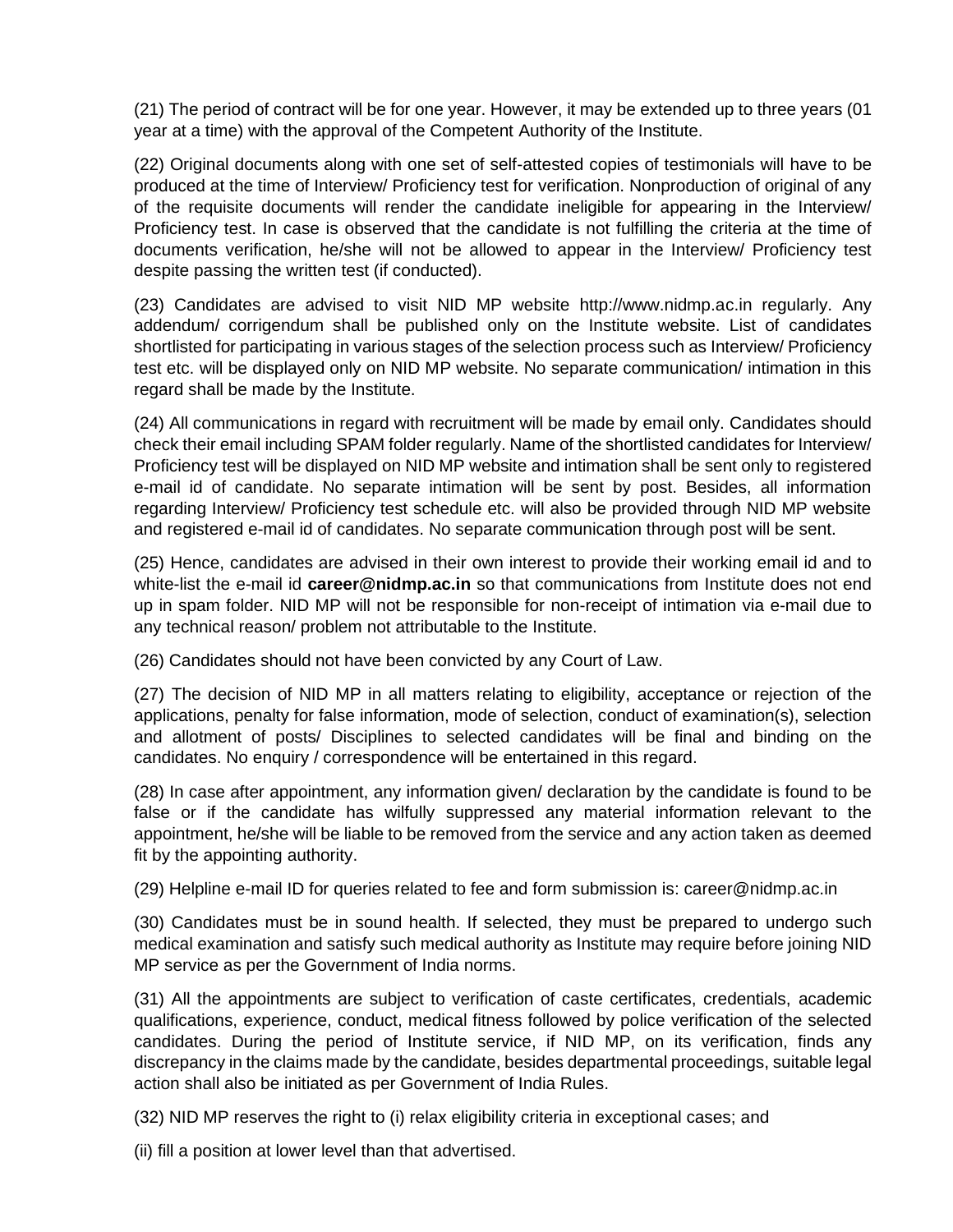(21) The period of contract will be for one year. However, it may be extended up to three years (01 year at a time) with the approval of the Competent Authority of the Institute.

(22) Original documents along with one set of self-attested copies of testimonials will have to be produced at the time of Interview/ Proficiency test for verification. Nonproduction of original of any of the requisite documents will render the candidate ineligible for appearing in the Interview/ Proficiency test. In case is observed that the candidate is not fulfilling the criteria at the time of documents verification, he/she will not be allowed to appear in the Interview/ Proficiency test despite passing the written test (if conducted).

(23) Candidates are advised to visit NID MP website http://www.nidmp.ac.in regularly. Any addendum/ corrigendum shall be published only on the Institute website. List of candidates shortlisted for participating in various stages of the selection process such as Interview/ Proficiency test etc. will be displayed only on NID MP website. No separate communication/ intimation in this regard shall be made by the Institute.

(24) All communications in regard with recruitment will be made by email only. Candidates should check their email including SPAM folder regularly. Name of the shortlisted candidates for Interview/ Proficiency test will be displayed on NID MP website and intimation shall be sent only to registered e-mail id of candidate. No separate intimation will be sent by post. Besides, all information regarding Interview/ Proficiency test schedule etc. will also be provided through NID MP website and registered e-mail id of candidates. No separate communication through post will be sent.

(25) Hence, candidates are advised in their own interest to provide their working email id and to white-list the e-mail id **career@nidmp.ac.in** so that communications from Institute does not end up in spam folder. NID MP will not be responsible for non-receipt of intimation via e-mail due to any technical reason/ problem not attributable to the Institute.

(26) Candidates should not have been convicted by any Court of Law.

(27) The decision of NID MP in all matters relating to eligibility, acceptance or rejection of the applications, penalty for false information, mode of selection, conduct of examination(s), selection and allotment of posts/ Disciplines to selected candidates will be final and binding on the candidates. No enquiry / correspondence will be entertained in this regard.

(28) In case after appointment, any information given/ declaration by the candidate is found to be false or if the candidate has wilfully suppressed any material information relevant to the appointment, he/she will be liable to be removed from the service and any action taken as deemed fit by the appointing authority.

(29) Helpline e-mail ID for queries related to fee and form submission is: career@nidmp.ac.in

(30) Candidates must be in sound health. If selected, they must be prepared to undergo such medical examination and satisfy such medical authority as Institute may require before joining NID MP service as per the Government of India norms.

(31) All the appointments are subject to verification of caste certificates, credentials, academic qualifications, experience, conduct, medical fitness followed by police verification of the selected candidates. During the period of Institute service, if NID MP, on its verification, finds any discrepancy in the claims made by the candidate, besides departmental proceedings, suitable legal action shall also be initiated as per Government of India Rules.

(32) NID MP reserves the right to (i) relax eligibility criteria in exceptional cases; and

(ii) fill a position at lower level than that advertised.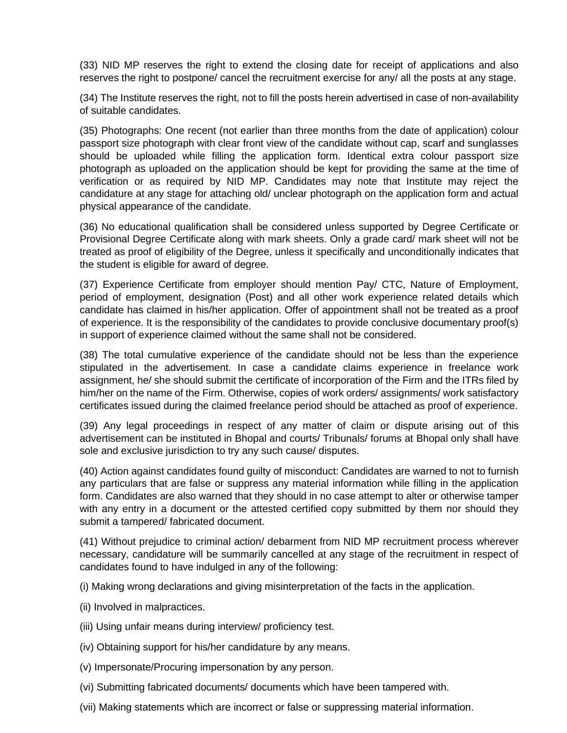(33) NID MP reserves the right to extend the closing date for receipt of applications and also reserves the right to postpone/ cancel the recruitment exercise for any/ all the posts at any stage.

(34) The Institute reserves the right, not to fill the posts herein advertised in case of non-availability of suitable candidates.

(35) Photographs: One recent (not earlier than three months from the date of application) colour passport size photograph with clear front view of the candidate without cap, scarf and sunglasses should be uploaded while filling the application form. Identical extra colour passport size photograph as uploaded on the application should be kept for providing the same at the time of verification or as required by NID MP. Candidates may note that Institute may reject the candidature at any stage for attaching old/ unclear photograph on the application form and actual physical appearance of the candidate.

(36) No educational qualification shall be considered unless supported by Degree Certificate or Provisional Degree Certificate along with mark sheets. Only a grade card/ mark sheet will not be treated as proof of eligibility of the Degree, unless it specifically and unconditionally indicates that the student is eligible for award of degree.

(37) Experience Certificate from employer should mention Pay/ CTC, Nature of Employment, period of employment, designation (Post) and all other work experience related details which candidate has claimed in his/her application. Offer of appointment shall not be treated as a proof of experience. It is the responsibility of the candidates to provide conclusive documentary proof(s) in support of experience claimed without the same shall not be considered.

(38) The total cumulative experience of the candidate should not be less than the experience stipulated in the advertisement. In case a candidate claims experience in freelance work assignment, he/ she should submit the certificate of incorporation of the Firm and the ITRs filed by him/her on the name of the Firm. Otherwise, copies of work orders/ assignments/ work satisfactory certificates issued during the claimed freelance period should be attached as proof of experience.

(39) Any legal proceedings in respect of any matter of claim or dispute arising out of this advertisement can be instituted in Bhopal and courts/ Tribunals/ forums at Bhopal only shall have sole and exclusive jurisdiction to try any such cause/ disputes.

(40) Action against candidates found guilty of misconduct: Candidates are warned to not to furnish any particulars that are false or suppress any material information while filling in the application form. Candidates are also warned that they should in no case attempt to alter or otherwise tamper with any entry in a document or the attested certified copy submitted by them nor should they submit a tampered/ fabricated document.

(41) Without prejudice to criminal action/ debarment from NID MP recruitment process wherever necessary, candidature will be summarily cancelled at any stage of the recruitment in respect of candidates found to have indulged in any of the following:

(i) Making wrong declarations and giving misinterpretation of the facts in the application.

(ii) Involved in malpractices.

(iii) Using unfair means during interview/ proficiency test.

(iv) Obtaining support for his/her candidature by any means.

(v) Impersonate/Procuring impersonation by any person.

(vi) Submitting fabricated documents/ documents which have been tampered with.

(vii) Making statements which are incorrect or false or suppressing material information.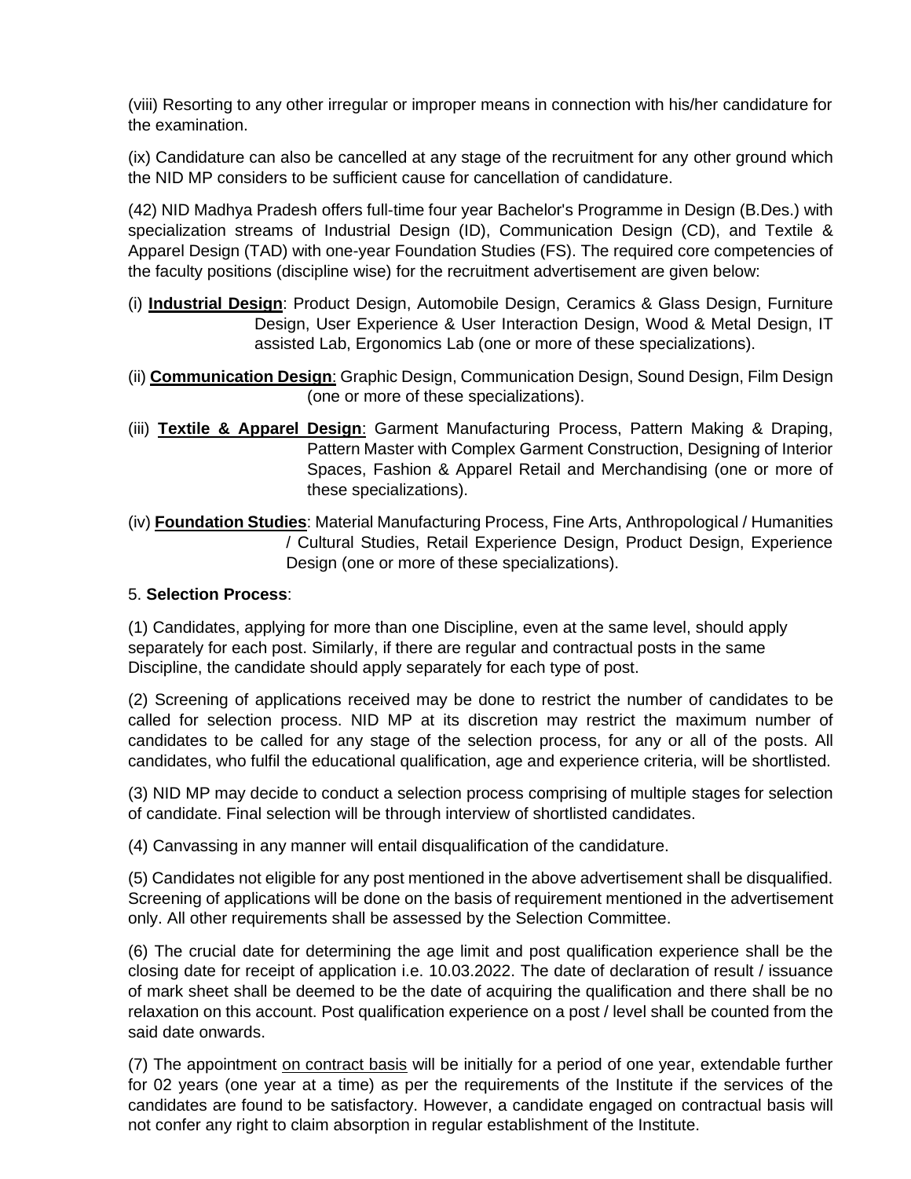(viii) Resorting to any other irregular or improper means in connection with his/her candidature for the examination.

(ix) Candidature can also be cancelled at any stage of the recruitment for any other ground which the NID MP considers to be sufficient cause for cancellation of candidature.

(42) NID Madhya Pradesh offers full-time four year Bachelor's Programme in Design (B.Des.) with specialization streams of Industrial Design (ID), Communication Design (CD), and Textile & Apparel Design (TAD) with one-year Foundation Studies (FS). The required core competencies of the faculty positions (discipline wise) for the recruitment advertisement are given below:

(i) **Industrial Design**: Product Design, Automobile Design, Ceramics & Glass Design, Furniture Design, User Experience & User Interaction Design, Wood & Metal Design, IT assisted Lab, Ergonomics Lab (one or more of these specializations).

(ii) **Communication Design**: Graphic Design, Communication Design, Sound Design, Film Design (one or more of these specializations).

(iii) **Textile & Apparel Design**: Garment Manufacturing Process, Pattern Making & Draping, Pattern Master with Complex Garment Construction, Designing of Interior Spaces, Fashion & Apparel Retail and Merchandising (one or more of these specializations).

(iv) **Foundation Studies**: Material Manufacturing Process, Fine Arts, Anthropological / Humanities / Cultural Studies, Retail Experience Design, Product Design, Experience Design (one or more of these specializations).

5. **Selection Process**:

(1) Candidates, applying for more than one Discipline, even at the same level, should apply separately for each post. Similarly, if there are regular and contractual posts in the same Discipline, the candidate should apply separately for each type of post.

(2) Screening of applications received may be done to restrict the number of candidates to be called for selection process. NID MP at its discretion may restrict the maximum number of candidates to be called for any stage of the selection process, for any or all of the posts. All candidates, who fulfil the educational qualification, age and experience criteria, will be shortlisted.

(3) NID MP may decide to conduct a selection process comprising of multiple stages for selection of candidate. Final selection will be through interview of shortlisted candidates.

(4) Canvassing in any manner will entail disqualification of the candidature.

(5) Candidates not eligible for any post mentioned in the above advertisement shall be disqualified. Screening of applications will be done on the basis of requirement mentioned in the advertisement only. All other requirements shall be assessed by the Selection Committee.

(6) The crucial date for determining the age limit and post qualification experience shall be the closing date for receipt of application i.e. 10.03.2022. The date of declaration of result / issuance of mark sheet shall be deemed to be the date of acquiring the qualification and there shall be no relaxation on this account. Post qualification experience on a post / level shall be counted from the said date onwards.

(7) The appointment on contract basis will be initially for a period of one year, extendable further for 02 years (one year at a time) as per the requirements of the Institute if the services of the candidates are found to be satisfactory. However, a candidate engaged on contractual basis will not confer any right to claim absorption in regular establishment of the Institute.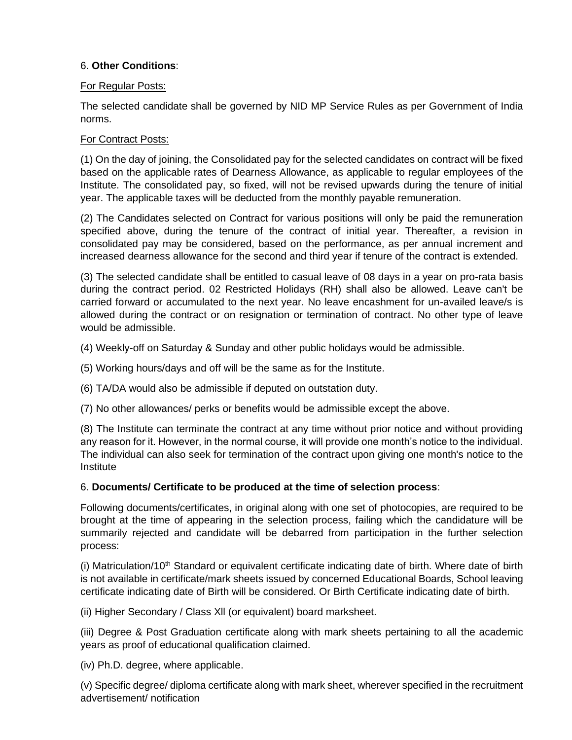6. **Other Conditions**:

For Regular Posts:

The selected candidate shall be governed by NID MP Service Rules as per Government of India norms.

For Contract Posts:

(1) On the day of joining, the Consolidated pay for the selected candidates on contract will be fixed based on the applicable rates of Dearness Allowance, as applicable to regular employees of the Institute. The consolidated pay, so fixed, will not be revised upwards during the tenure of initial year. The applicable taxes will be deducted from the monthly payable remuneration.

(2) The Candidates selected on Contract for various positions will only be paid the remuneration specified above, during the tenure of the contract of initial year. Thereafter, a revision in consolidated pay may be considered, based on the performance, as per annual increment and increased dearness allowance for the second and third year if tenure of the contract is extended.

(3) The selected candidate shall be entitled to casual leave of 08 days in a year on pro-rata basis during the contract period. 02 Restricted Holidays (RH) shall also be allowed. Leave can't be carried forward or accumulated to the next year. No leave encashment for un-availed leave/s is allowed during the contract or on resignation or termination of contract. No other type of leave would be admissible.

(4) Weekly-off on Saturday & Sunday and other public holidays would be admissible.

(5) Working hours/days and off will be the same as for the Institute.

(6) TA/DA would also be admissible if deputed on outstation duty.

(7) No other allowances/ perks or benefits would be admissible except the above.

(8) The Institute can terminate the contract at any time without prior notice and without providing any reason for it. However, in the normal course, it will provide one month's notice to the individual. The individual can also seek for termination of the contract upon giving one month's notice to the Institute

6. **Documents/ Certificate to be produced at the time of selection process**:

Following documents/certificates, in original along with one set of photocopies, are required to be brought at the time of appearing in the selection process, failing which the candidature will be summarily rejected and candidate will be debarred from participation in the further selection process:

(i) Matriculation/10th Standard or equivalent certificate indicating date of birth. Where date of birth is not available in certificate/mark sheets issued by concerned Educational Boards, School leaving certificate indicating date of Birth will be considered. Or Birth Certificate indicating date of birth.

(ii) Higher Secondary / Class XII (or equivalent) board marksheet.

(iii) Degree & Post Graduation certificate along with mark sheets pertaining to all the academic years as proof of educational qualification claimed.

(iv) Ph.D. degree, where applicable.

(v) Specific degree/ diploma certificate along with mark sheet, wherever specified in the recruitment advertisement/ notification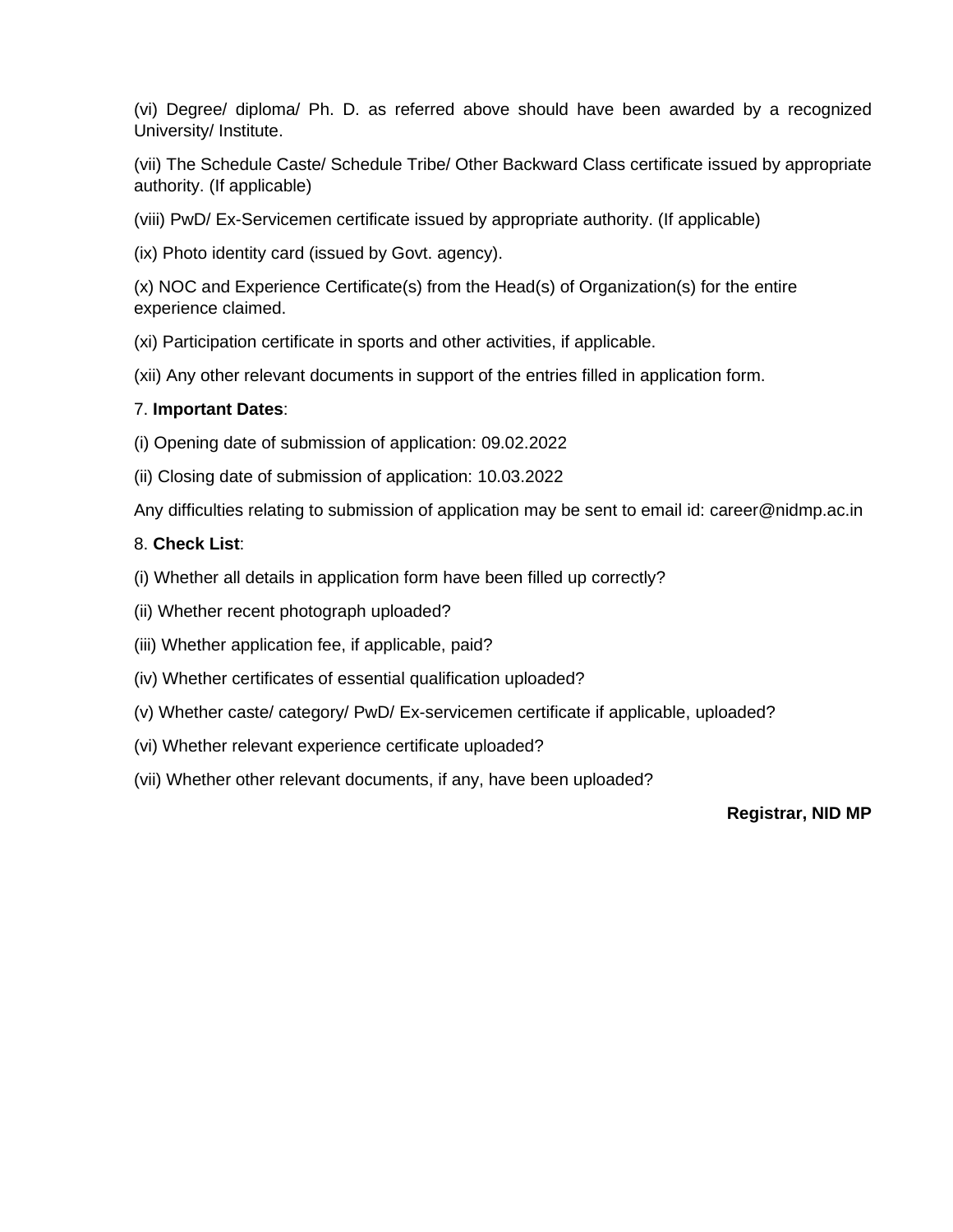(vi) Degree/ diploma/ Ph. D. as referred above should have been awarded by a recognized University/ Institute.

(vii) The Schedule Caste/ Schedule Tribe/ Other Backward Class certificate issued by appropriate authority. (If applicable)

(viii) PwD/ Ex-Servicemen certificate issued by appropriate authority. (If applicable)

(ix) Photo identity card (issued by Govt. agency).

(x) NOC and Experience Certificate(s) from the Head(s) of Organization(s) for the entire experience claimed.

(xi) Participation certificate in sports and other activities, if applicable.

(xii) Any other relevant documents in support of the entries filled in application form.

7. **Important Dates**:

(i) Opening date of submission of application: 09.02.2022

(ii) Closing date of submission of application: 10.03.2022

Any difficulties relating to submission of application may be sent to email id: career@nidmp.ac.in

8. **Check List**:

(i) Whether all details in application form have been filled up correctly?

(ii) Whether recent photograph uploaded?

(iii) Whether application fee, if applicable, paid?

(iv) Whether certificates of essential qualification uploaded?

(v) Whether caste/ category/ PwD/ Ex-servicemen certificate if applicable, uploaded?

(vi) Whether relevant experience certificate uploaded?

(vii) Whether other relevant documents, if any, have been uploaded?

**Registrar, NID MP**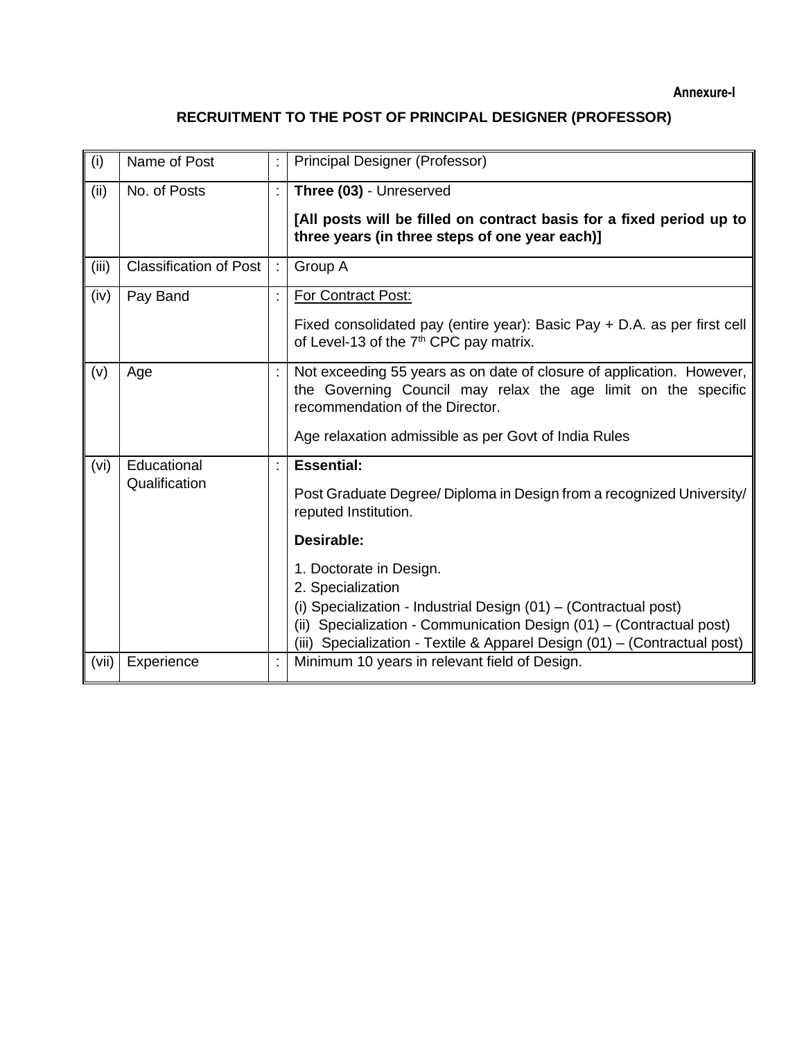**Annexure-I**

## RECRUITMENT TO THE POST OF PRINCIPAL DESIGNER (PROFESSOR)

| | | | |
|---|---|---|---|
| (i) | Name of Post | : | Principal Designer (Professor) |
| (ii) | No. of Posts | : | **Three (03)** - Unreserved<br><br>**[All posts will be filled on contract basis for a fixed period up to three years (in three steps of one year each)]** |
| (iii) | Classification of Post | : | Group A |
| (iv) | Pay Band | : | For Contract Post:<br><br>Fixed consolidated pay (entire year): Basic Pay + D.A. as per first cell of Level-13 of the 7th CPC pay matrix. |
| (v) | Age | : | Not exceeding 55 years as on date of closure of application. However, the Governing Council may relax the age limit on the specific recommendation of the Director.<br><br>Age relaxation admissible as per Govt of India Rules |
| (vi) | Educational Qualification | : | **Essential:**<br><br>Post Graduate Degree/ Diploma in Design from a recognized University/ reputed Institution.<br><br>**Desirable:**<br><br>1. Doctorate in Design.<br>2. Specialization<br>(i) Specialization - Industrial Design (01) – (Contractual post)<br>(ii) Specialization - Communication Design (01) – (Contractual post)<br>(iii) Specialization - Textile & Apparel Design (01) – (Contractual post) |
| (vii) | Experience | : | Minimum 10 years in relevant field of Design. |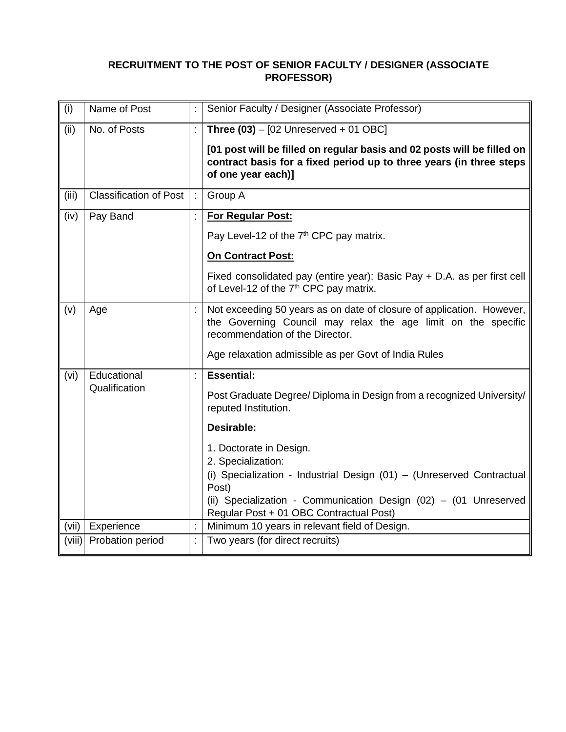## RECRUITMENT TO THE POST OF SENIOR FACULTY / DESIGNER (ASSOCIATE PROFESSOR)

| | | | |
|---|---|---|---|
| (i) | Name of Post | : | Senior Faculty / Designer (Associate Professor) |
| (ii) | No. of Posts | : | **Three (03)** – [02 Unreserved + 01 OBC]<br><br>**[01 post will be filled on regular basis and 02 posts will be filled on contract basis for a fixed period up to three years (in three steps of one year each)]** |
| (iii) | Classification of Post | : | Group A |
| (iv) | Pay Band | : | **<u>For Regular Post:</u>**<br><br>Pay Level-12 of the 7th CPC pay matrix.<br><br>**<u>On Contract Post:</u>**<br><br>Fixed consolidated pay (entire year): Basic Pay + D.A. as per first cell of Level-12 of the 7th CPC pay matrix. |
| (v) | Age | : | Not exceeding 50 years as on date of closure of application. However, the Governing Council may relax the age limit on the specific recommendation of the Director.<br><br>Age relaxation admissible as per Govt of India Rules |
| (vi) | Educational Qualification | : | **Essential:**<br><br>Post Graduate Degree/ Diploma in Design from a recognized University/ reputed Institution.<br><br>**Desirable:**<br><br>1. Doctorate in Design.<br>2. Specialization:<br>(i) Specialization - Industrial Design (01) – (Unreserved Contractual Post)<br>(ii) Specialization - Communication Design (02) – (01 Unreserved Regular Post + 01 OBC Contractual Post) |
| (vii) | Experience | : | Minimum 10 years in relevant field of Design. |
| (viii) | Probation period | : | Two years (for direct recruits) |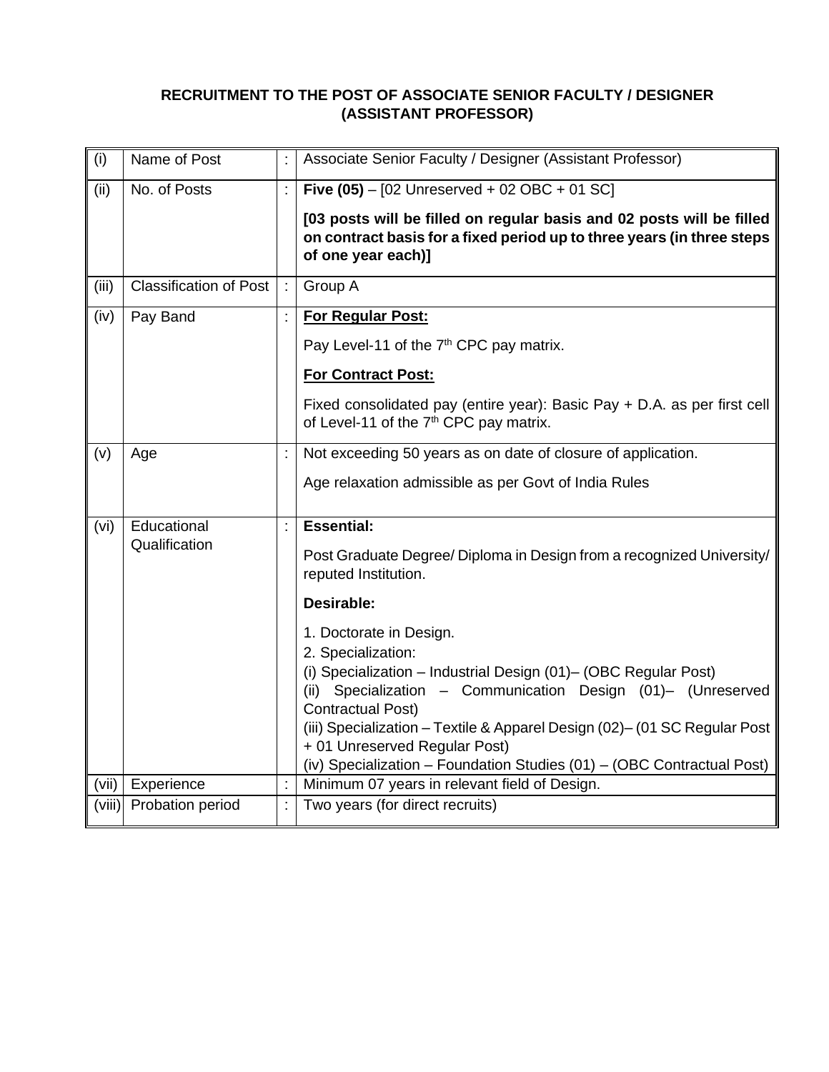**RECRUITMENT TO THE POST OF ASSOCIATE SENIOR FACULTY / DESIGNER (ASSISTANT PROFESSOR)**

| | | | |
|---|---|---|---|
| (i) | Name of Post | : | Associate Senior Faculty / Designer (Assistant Professor) |
| (ii) | No. of Posts | : | **Five (05)** – [02 Unreserved + 02 OBC + 01 SC]<br><br>**[03 posts will be filled on regular basis and 02 posts will be filled on contract basis for a fixed period up to three years (in three steps of one year each)]** |
| (iii) | Classification of Post | : | Group A |
| (iv) | Pay Band | : | **For Regular Post:**<br><br>Pay Level-11 of the 7th CPC pay matrix.<br><br>**For Contract Post:**<br><br>Fixed consolidated pay (entire year): Basic Pay + D.A. as per first cell of Level-11 of the 7th CPC pay matrix. |
| (v) | Age | : | Not exceeding 50 years as on date of closure of application.<br><br>Age relaxation admissible as per Govt of India Rules |
| (vi) | Educational Qualification | : | **Essential:**<br><br>Post Graduate Degree/ Diploma in Design from a recognized University/ reputed Institution.<br><br>**Desirable:**<br><br>1. Doctorate in Design.<br>2. Specialization:<br>(i) Specialization – Industrial Design (01)– (OBC Regular Post)<br>(ii) Specialization – Communication Design (01)– (Unreserved Contractual Post)<br>(iii) Specialization – Textile & Apparel Design (02)– (01 SC Regular Post + 01 Unreserved Regular Post)<br>(iv) Specialization – Foundation Studies (01) – (OBC Contractual Post) |
| (vii) | Experience | : | Minimum 07 years in relevant field of Design. |
| (viii) | Probation period | : | Two years (for direct recruits) |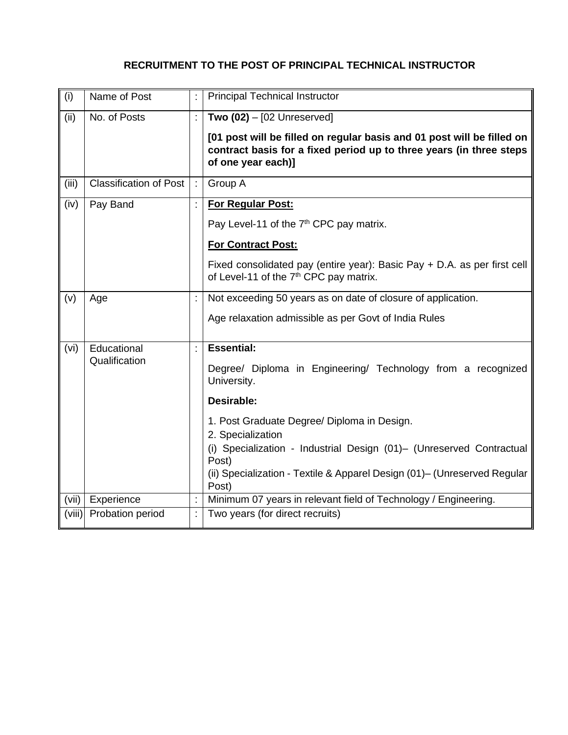## RECRUITMENT TO THE POST OF PRINCIPAL TECHNICAL INSTRUCTOR

| | | | |
|---|---|---|---|
| (i) | Name of Post | : | Principal Technical Instructor |
| (ii) | No. of Posts | : | **Two (02)** – [02 Unreserved]<br><br>**[01 post will be filled on regular basis and 01 post will be filled on contract basis for a fixed period up to three years (in three steps of one year each)]** |
| (iii) | Classification of Post | : | Group A |
| (iv) | Pay Band | : | **For Regular Post:**<br><br>Pay Level-11 of the 7th CPC pay matrix.<br><br>**For Contract Post:**<br><br>Fixed consolidated pay (entire year): Basic Pay + D.A. as per first cell of Level-11 of the 7th CPC pay matrix. |
| (v) | Age | : | Not exceeding 50 years as on date of closure of application.<br><br>Age relaxation admissible as per Govt of India Rules |
| (vi) | Educational Qualification | : | **Essential:**<br><br>Degree/ Diploma in Engineering/ Technology from a recognized University.<br><br>**Desirable:**<br><br>1. Post Graduate Degree/ Diploma in Design.<br>2. Specialization<br>(i) Specialization - Industrial Design (01)– (Unreserved Contractual Post)<br>(ii) Specialization - Textile & Apparel Design (01)– (Unreserved Regular Post) |
| (vii) | Experience | : | Minimum 07 years in relevant field of Technology / Engineering. |
| (viii) | Probation period | : | Two years (for direct recruits) |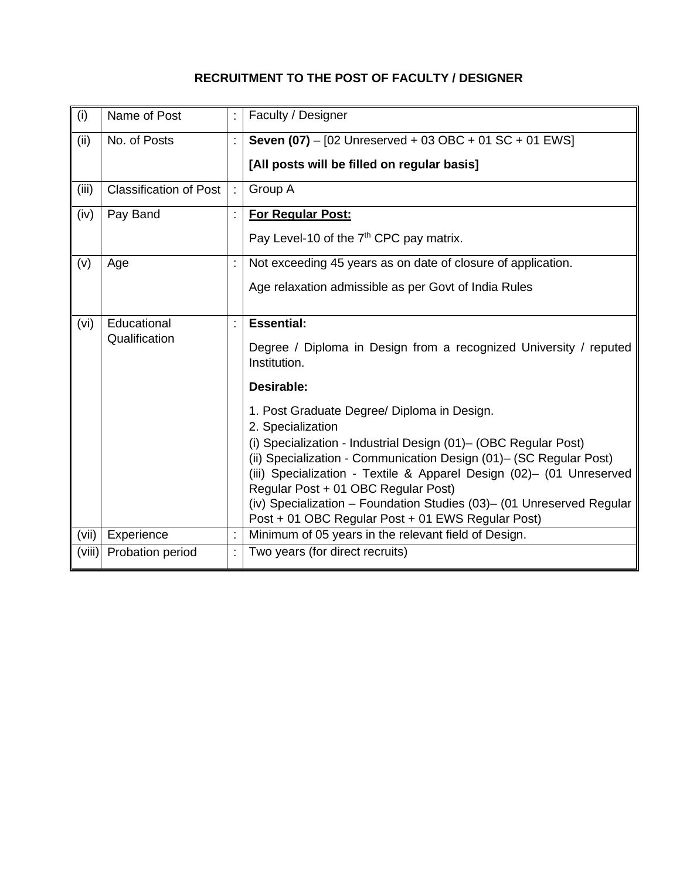**RECRUITMENT TO THE POST OF FACULTY / DESIGNER**

| | | | |
|---|---|---|---|
| (i) | Name of Post | : | Faculty / Designer |
| (ii) | No. of Posts | : | **Seven (07)** – [02 Unreserved + 03 OBC + 01 SC + 01 EWS]<br>**[All posts will be filled on regular basis]** |
| (iii) | Classification of Post | : | Group A |
| (iv) | Pay Band | : | **For Regular Post:**<br>Pay Level-10 of the 7th CPC pay matrix. |
| (v) | Age | : | Not exceeding 45 years as on date of closure of application.<br>Age relaxation admissible as per Govt of India Rules |
| (vi) | Educational Qualification | : | **Essential:**<br>Degree / Diploma in Design from a recognized University / reputed Institution.<br>**Desirable:**<br>1. Post Graduate Degree/ Diploma in Design.<br>2. Specialization<br>(i) Specialization - Industrial Design (01)– (OBC Regular Post)<br>(ii) Specialization - Communication Design (01)– (SC Regular Post)<br>(iii) Specialization - Textile & Apparel Design (02)– (01 Unreserved Regular Post + 01 OBC Regular Post)<br>(iv) Specialization – Foundation Studies (03)– (01 Unreserved Regular Post + 01 OBC Regular Post + 01 EWS Regular Post) |
| (vii) | Experience | : | Minimum of 05 years in the relevant field of Design. |
| (viii) | Probation period | : | Two years (for direct recruits) |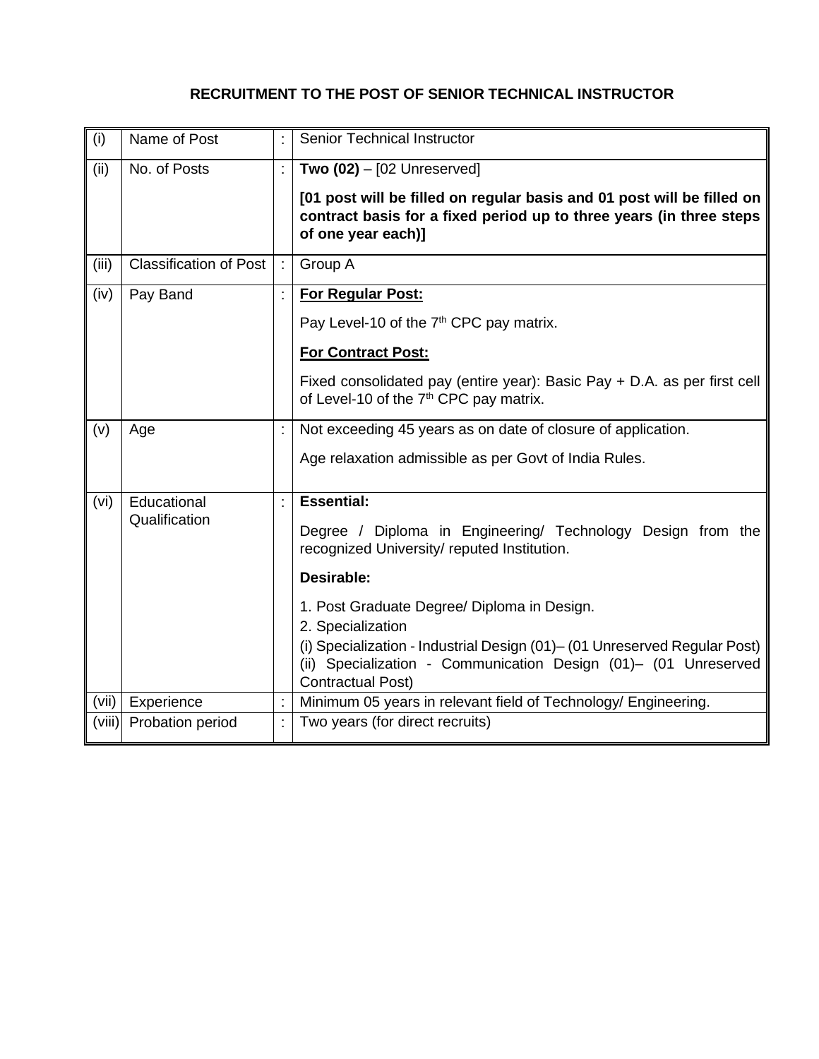**RECRUITMENT TO THE POST OF SENIOR TECHNICAL INSTRUCTOR**

| | | | |
|---|---|---|---|
| (i) | Name of Post | : | Senior Technical Instructor |
| (ii) | No. of Posts | : | **Two (02)** – [02 Unreserved]<br><br>**[01 post will be filled on regular basis and 01 post will be filled on contract basis for a fixed period up to three years (in three steps of one year each)]** |
| (iii) | Classification of Post | : | Group A |
| (iv) | Pay Band | : | **For Regular Post:**<br><br>Pay Level-10 of the 7th CPC pay matrix.<br><br>**For Contract Post:**<br><br>Fixed consolidated pay (entire year): Basic Pay + D.A. as per first cell of Level-10 of the 7th CPC pay matrix. |
| (v) | Age | : | Not exceeding 45 years as on date of closure of application.<br><br>Age relaxation admissible as per Govt of India Rules. |
| (vi) | Educational Qualification | : | **Essential:**<br><br>Degree / Diploma in Engineering/ Technology Design from the recognized University/ reputed Institution.<br><br>**Desirable:**<br><br>1. Post Graduate Degree/ Diploma in Design.<br>2. Specialization<br>(i) Specialization - Industrial Design (01)– (01 Unreserved Regular Post)<br>(ii) Specialization - Communication Design (01)– (01 Unreserved Contractual Post) |
| (vii) | Experience | : | Minimum 05 years in relevant field of Technology/ Engineering. |
| (viii) | Probation period | : | Two years (for direct recruits) |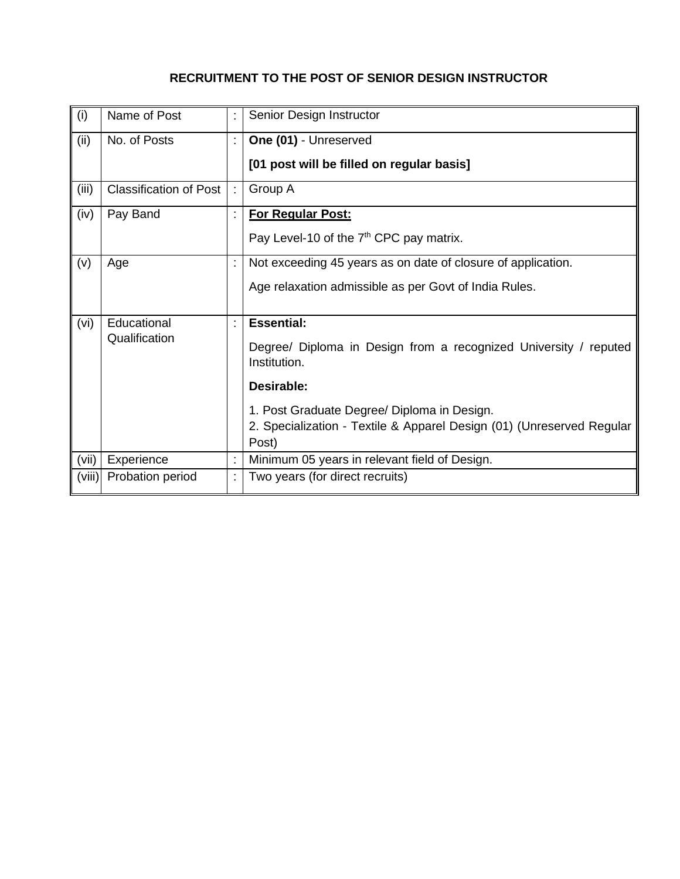## RECRUITMENT TO THE POST OF SENIOR DESIGN INSTRUCTOR

| | | | |
|---|---|---|---|
| (i) | Name of Post | : | Senior Design Instructor |
| (ii) | No. of Posts | : | **One (01)** - Unreserved<br>**[01 post will be filled on regular basis]** |
| (iii) | Classification of Post | : | Group A |
| (iv) | Pay Band | : | **For Regular Post:**<br>Pay Level-10 of the $7^{th}$ CPC pay matrix. |
| (v) | Age | : | Not exceeding 45 years as on date of closure of application.<br>Age relaxation admissible as per Govt of India Rules. |
| (vi) | Educational Qualification | : | **Essential:**<br>Degree/ Diploma in Design from a recognized University / reputed Institution.<br>**Desirable:**<br>1. Post Graduate Degree/ Diploma in Design.<br>2. Specialization - Textile & Apparel Design (01) (Unreserved Regular Post) |
| (vii) | Experience | : | Minimum 05 years in relevant field of Design. |
| (viii) | Probation period | : | Two years (for direct recruits) |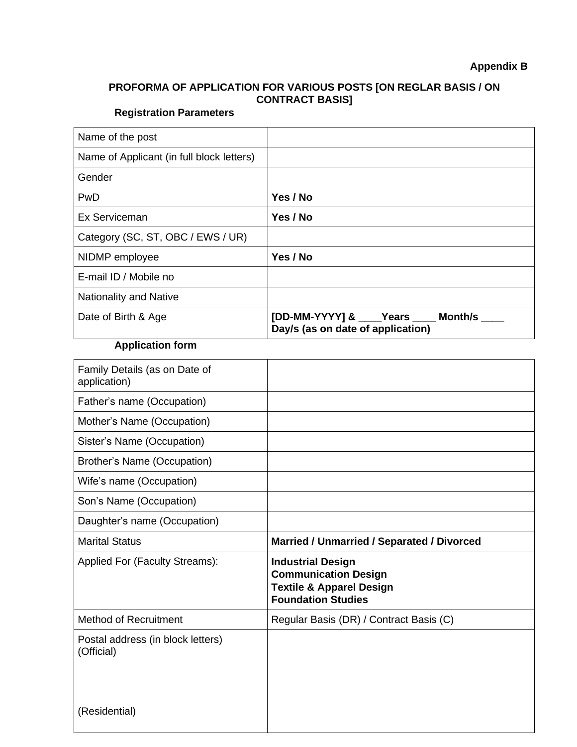**Appendix B**

**PROFORMA OF APPLICATION FOR VARIOUS POSTS [ON REGLAR BASIS / ON CONTRACT BASIS]**

**Registration Parameters**

| | |
|---|---|
| Name of the post | |
| Name of Applicant (in full block letters) | |
| Gender | |
| PwD | **Yes / No** |
| Ex Serviceman | **Yes / No** |
| Category (SC, ST, OBC / EWS / UR) | |
| NIDMP employee | **Yes / No** |
| E-mail ID / Mobile no | |
| Nationality and Native | |
| Date of Birth & Age | **[DD-MM-YYYY] & ____Years ____ Month/s ____ Day/s (as on date of application)** |

**Application form**

| | |
|---|---|
| Family Details (as on Date of application) | |
| Father's name (Occupation) | |
| Mother's Name (Occupation) | |
| Sister's Name (Occupation) | |
| Brother's Name (Occupation) | |
| Wife's name (Occupation) | |
| Son's Name (Occupation) | |
| Daughter's name (Occupation) | |
| Marital Status | **Married / Unmarried / Separated / Divorced** |
| Applied For (Faculty Streams): | **Industrial Design**<br>**Communication Design**<br>**Textile & Apparel Design**<br>**Foundation Studies** |
| Method of Recruitment | Regular Basis (DR) / Contract Basis (C) |
| Postal address (in block letters)<br>(Official)<br><br>(Residential) | |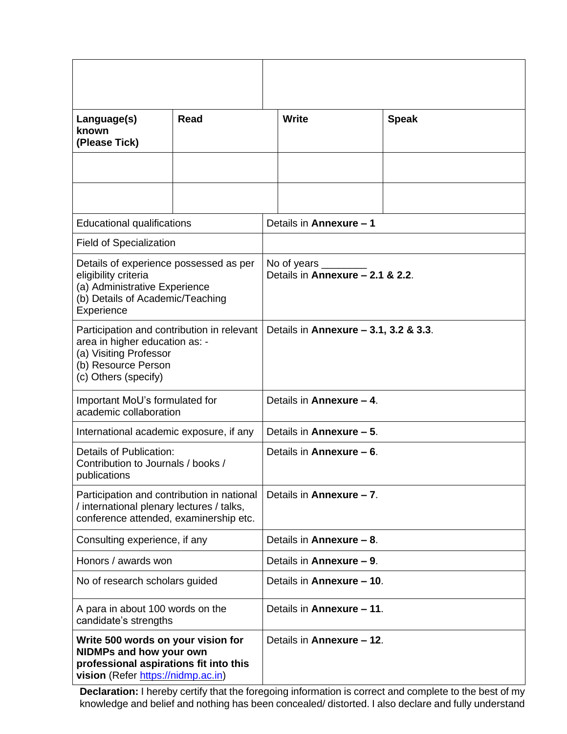| | | | |
|---|---|---|---|
| | | | |
| **Language(s) known (Please Tick)** | **Read** | **Write** | **Speak** |
| | | | |
| | | | |
| Educational qualifications | Details in **Annexure – 1** | | |
| Field of Specialization | | | |
| Details of experience possessed as per eligibility criteria<br>(a) Administrative Experience<br>(b) Details of Academic/Teaching Experience | No of years ________<br>Details in **Annexure – 2.1 & 2.2**. | | |
| Participation and contribution in relevant area in higher education as: -<br>(a) Visiting Professor<br>(b) Resource Person<br>(c) Others (specify) | Details in **Annexure – 3.1, 3.2 & 3.3**. | | |
| Important MoU's formulated for academic collaboration | Details in **Annexure – 4**. | | |
| International academic exposure, if any | Details in **Annexure – 5**. | | |
| Details of Publication:<br>Contribution to Journals / books / publications | Details in **Annexure – 6**. | | |
| Participation and contribution in national / international plenary lectures / talks, conference attended, examinership etc. | Details in **Annexure – 7**. | | |
| Consulting experience, if any | Details in **Annexure – 8**. | | |
| Honors / awards won | Details in **Annexure – 9**. | | |
| No of research scholars guided | Details in **Annexure – 10**. | | |
| A para in about 100 words on the candidate's strengths | Details in **Annexure – 11**. | | |
| **Write 500 words on your vision for NIDMPs and how your own professional aspirations fit into this vision** (Refer https://nidmp.ac.in) | Details in **Annexure – 12**. | | |

**Declaration:** I hereby certify that the foregoing information is correct and complete to the best of my knowledge and belief and nothing has been concealed/ distorted. I also declare and fully understand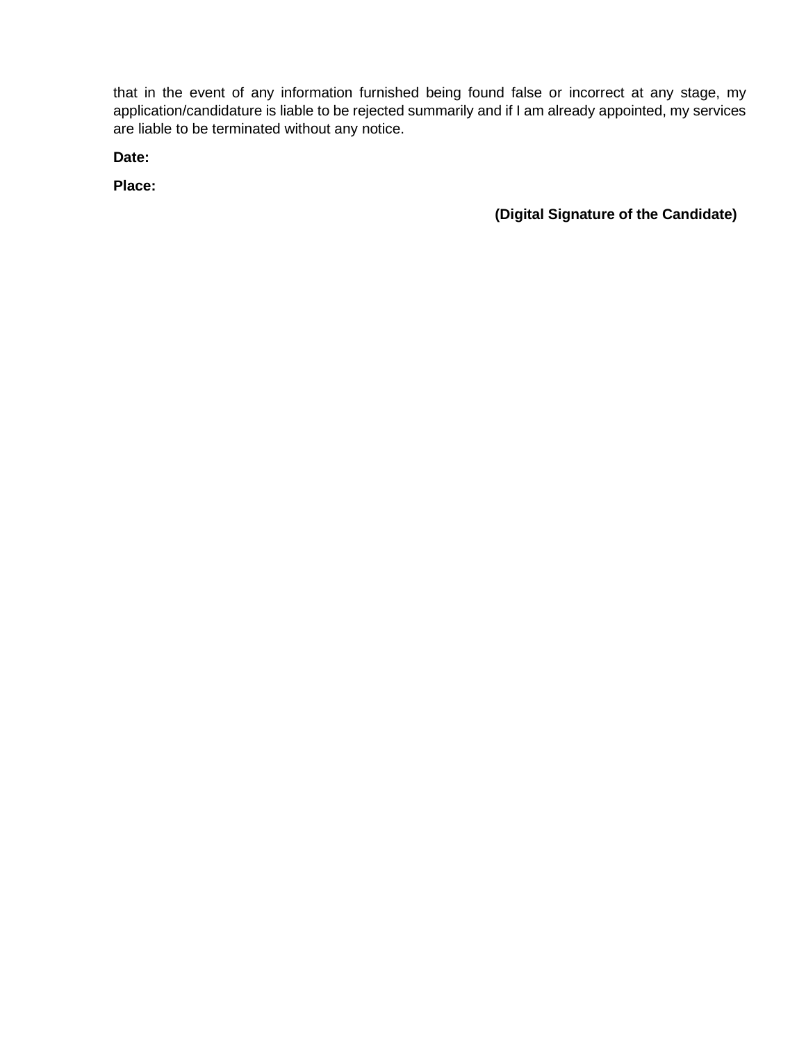that in the event of any information furnished being found false or incorrect at any stage, my application/candidature is liable to be rejected summarily and if I am already appointed, my services are liable to be terminated without any notice.

**Date:**

**Place:**

**(Digital Signature of the Candidate)**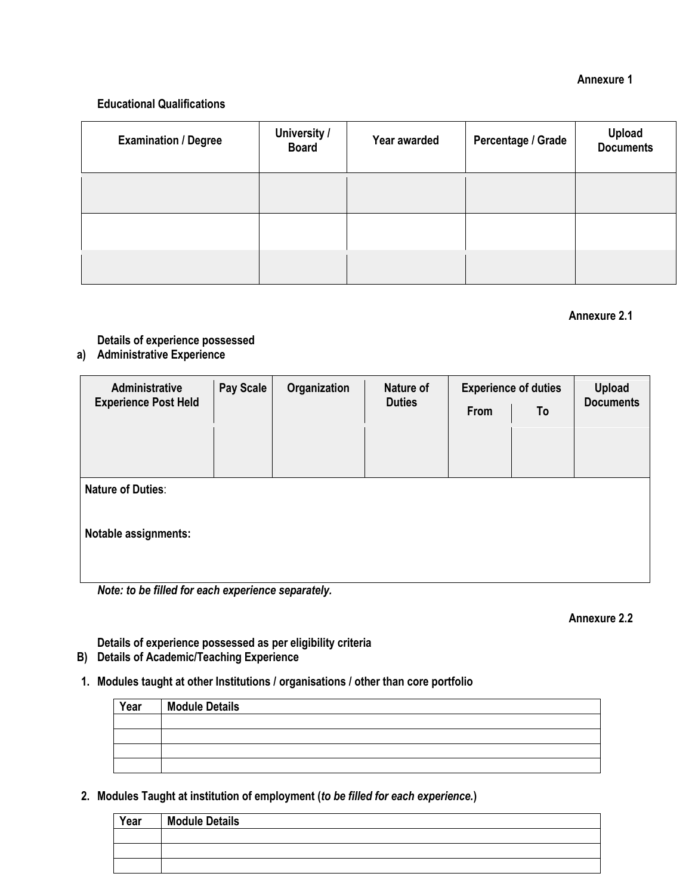**Annexure 1**

**Educational Qualifications**

| Examination / Degree | University / Board | Year awarded | Percentage / Grade | Upload Documents |
|---|---|---|---|---|
| | | | | |
| | | | | |
| | | | | |

**Annexure 2.1**

**Details of experience possessed**

**a) Administrative Experience**

| Administrative Experience Post Held | Pay Scale | Organization | Nature of Duties | Experience of duties | | Upload Documents |
|---|---|---|---|---|---|---|
| | | | | From | To | |
| | | | | | | |

**Nature of Duties**:

**Notable assignments:**

***Note: to be filled for each experience separately.***

**Annexure 2.2**

**Details of experience possessed as per eligibility criteria**

**B) Details of Academic/Teaching Experience**

**1. Modules taught at other Institutions / organisations / other than core portfolio**

| Year | Module Details |
|---|---|
| | |
| | |
| | |
| | |

**2. Modules Taught at institution of employment (*to be filled for each experience.*)**

| Year | Module Details |
|---|---|
| | |
| | |
| | |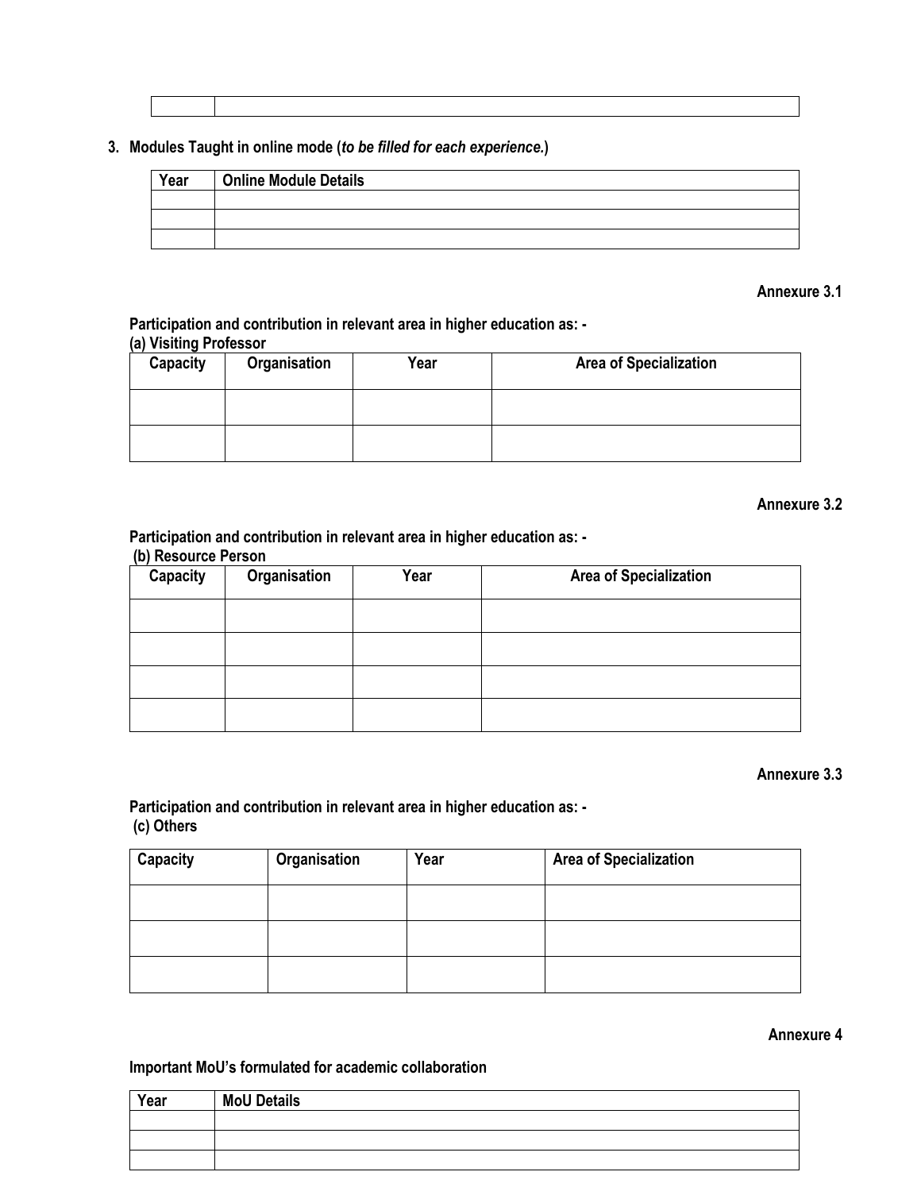| | |
|---|---|
| | |

3. **Modules Taught in online mode (*to be filled for each experience.*)**

| Year | Online Module Details |
|---|---|
| | |
| | |
| | |

**Annexure 3.1**

**Participation and contribution in relevant area in higher education as: -**
**(a) Visiting Professor**

| Capacity | Organisation | Year | Area of Specialization |
|---|---|---|---|
| | | | |
| | | | |

**Annexure 3.2**

**Participation and contribution in relevant area in higher education as: -**
**(b) Resource Person**

| Capacity | Organisation | Year | Area of Specialization |
|---|---|---|---|
| | | | |
| | | | |
| | | | |
| | | | |

**Annexure 3.3**

**Participation and contribution in relevant area in higher education as: -**
**(c) Others**

| Capacity | Organisation | Year | Area of Specialization |
|---|---|---|---|
| | | | |
| | | | |
| | | | |

**Annexure 4**

**Important MoU's formulated for academic collaboration**

| Year | MoU Details |
|---|---|
| | |
| | |
| | |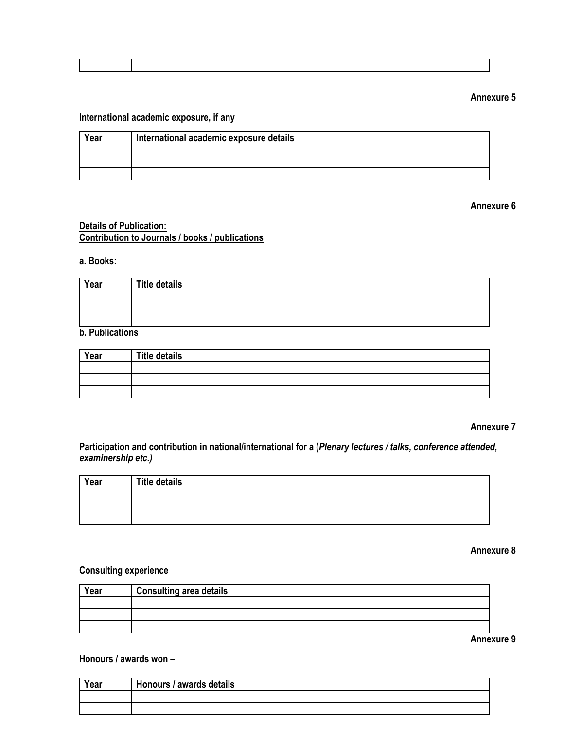| | |
|---|---|

**Annexure 5**

**International academic exposure, if any**

| Year | International academic exposure details |
|---|---|
| | |
| | |
| | |

**Annexure 6**

**Details of Publication:**
**Contribution to Journals / books / publications**

**a. Books:**

| Year | Title details |
|---|---|
| | |
| | |
| | |

**b. Publications**

| Year | Title details |
|---|---|
| | |
| | |
| | |

**Annexure 7**

**Participation and contribution in national/international for a (*Plenary lectures / talks, conference attended, examinership etc.)***

| Year | Title details |
|---|---|
| | |
| | |
| | |

**Annexure 8**

**Consulting experience**

| Year | Consulting area details |
|---|---|
| | |
| | |
| | |

**Annexure 9**

**Honours / awards won –**

| Year | Honours / awards details |
|---|---|
| | |
| | |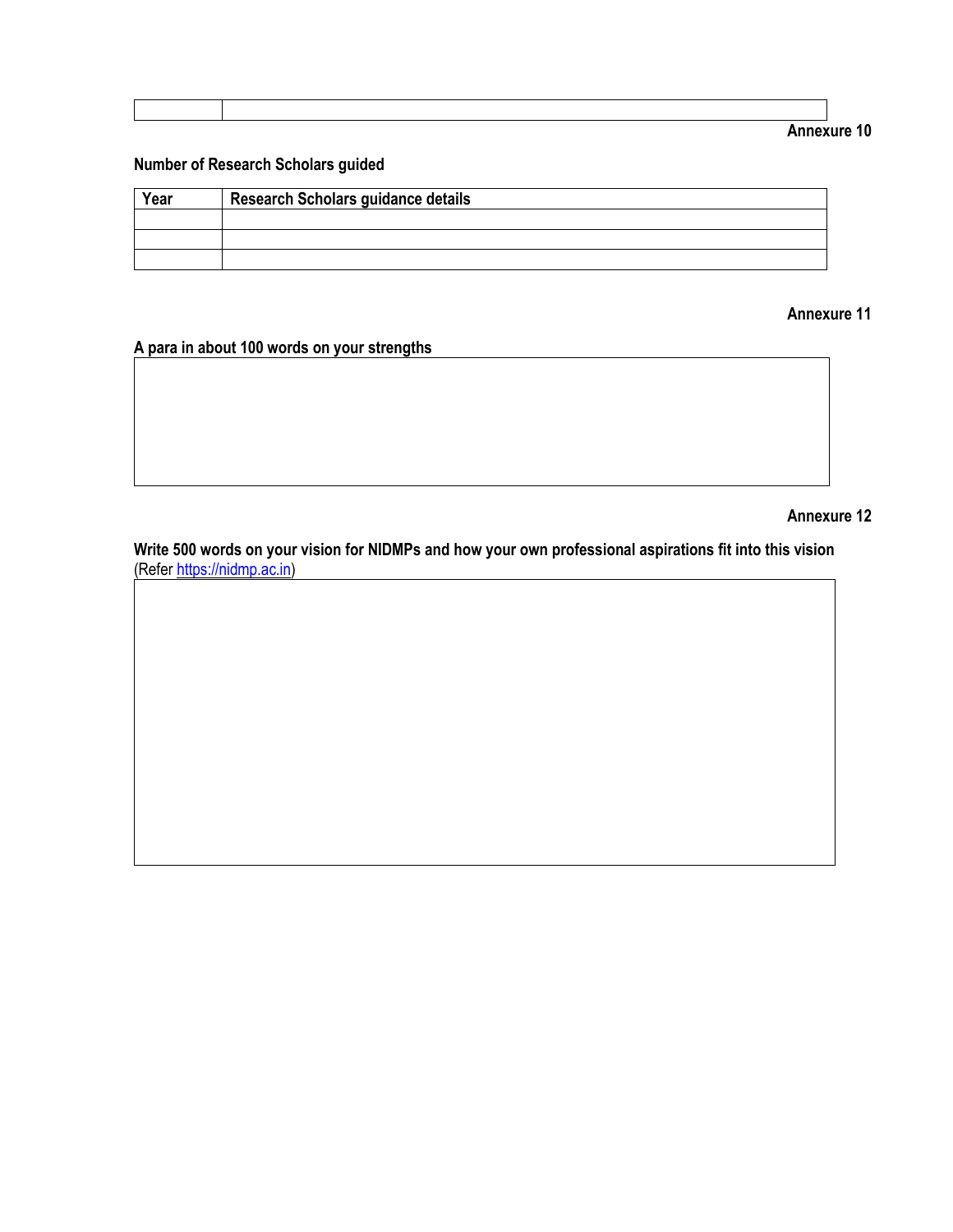| | |
|---|---|
| | |

**Annexure 10**

**Number of Research Scholars guided**

| Year | Research Scholars guidance details |
|---|---|
| | |
| | |
| | |

**Annexure 11**

**A para in about 100 words on your strengths**

| |
|---|
| |

**Annexure 12**

**Write 500 words on your vision for NIDMPs and how your own professional aspirations fit into this vision**
(Refer https://nidmp.ac.in)

| |
|---|
| |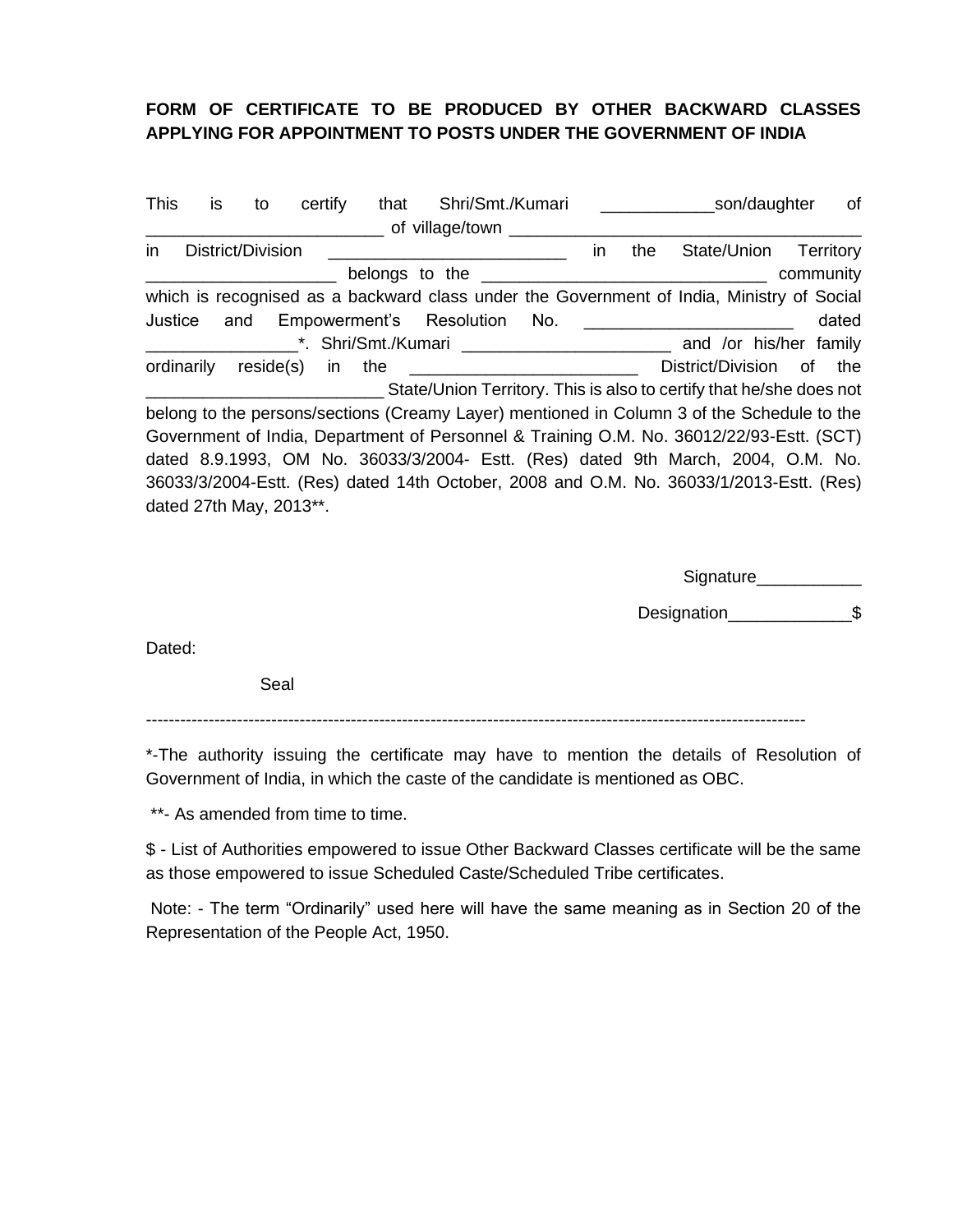**FORM OF CERTIFICATE TO BE PRODUCED BY OTHER BACKWARD CLASSES APPLYING FOR APPOINTMENT TO POSTS UNDER THE GOVERNMENT OF INDIA**

This is to certify that Shri/Smt./Kumari ____________son/daughter of _________________________ of village/town ____________________________________ in District/Division _________________________ in the State/Union Territory ___________________ belongs to the ______________________________ community which is recognised as a backward class under the Government of India, Ministry of Social Justice and Empowerment's Resolution No. _____________________ dated ________________*. Shri/Smt./Kumari ______________________ and /or his/her family ordinarily reside(s) in the ________________________ District/Division of the _________________________ State/Union Territory. This is also to certify that he/she does not belong to the persons/sections (Creamy Layer) mentioned in Column 3 of the Schedule to the Government of India, Department of Personnel & Training O.M. No. 36012/22/93-Estt. (SCT) dated 8.9.1993, OM No. 36033/3/2004- Estt. (Res) dated 9th March, 2004, O.M. No. 36033/3/2004-Estt. (Res) dated 14th October, 2008 and O.M. No. 36033/1/2013-Estt. (Res) dated 27th May, 2013**.

Signature___________

Designation_____________$

Dated:

Seal

---

*-The authority issuing the certificate may have to mention the details of Resolution of Government of India, in which the caste of the candidate is mentioned as OBC.

**- As amended from time to time.

$ - List of Authorities empowered to issue Other Backward Classes certificate will be the same as those empowered to issue Scheduled Caste/Scheduled Tribe certificates.

Note: - The term "Ordinarily" used here will have the same meaning as in Section 20 of the Representation of the People Act, 1950.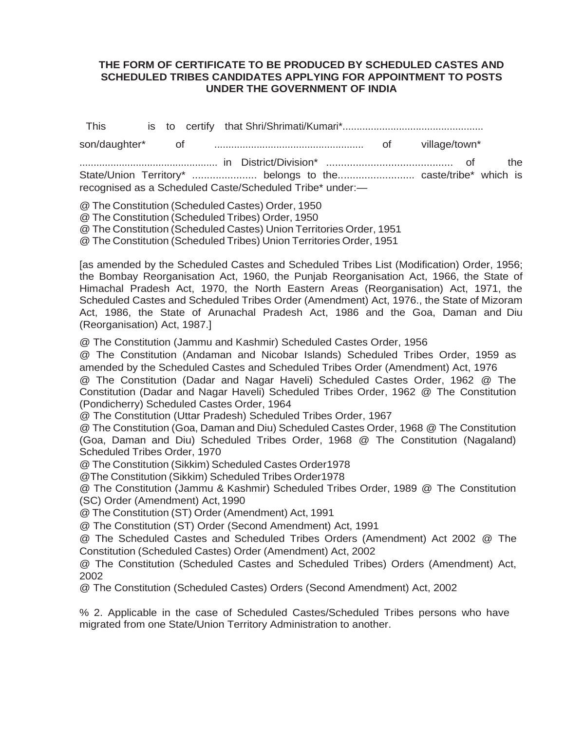**THE FORM OF CERTIFICATE TO BE PRODUCED BY SCHEDULED CASTES AND SCHEDULED TRIBES CANDIDATES APPLYING FOR APPOINTMENT TO POSTS UNDER THE GOVERNMENT OF INDIA**

This is to certify that Shri/Shrimati/Kumari*................................................. son/daughter* of .................................................... of village/town* ................................................ in District/Division* .......................................... of the State/Union Territory* ...................... belongs to the......................... caste/tribe* which is recognised as a Scheduled Caste/Scheduled Tribe* under:—

@ The Constitution (Scheduled Castes) Order, 1950
@ The Constitution (Scheduled Tribes) Order, 1950
@ The Constitution (Scheduled Castes) Union Territories Order, 1951
@ The Constitution (Scheduled Tribes) Union Territories Order, 1951

[as amended by the Scheduled Castes and Scheduled Tribes List (Modification) Order, 1956; the Bombay Reorganisation Act, 1960, the Punjab Reorganisation Act, 1966, the State of Himachal Pradesh Act, 1970, the North Eastern Areas (Reorganisation) Act, 1971, the Scheduled Castes and Scheduled Tribes Order (Amendment) Act, 1976., the State of Mizoram Act, 1986, the State of Arunachal Pradesh Act, 1986 and the Goa, Daman and Diu (Reorganisation) Act, 1987.]

@ The Constitution (Jammu and Kashmir) Scheduled Castes Order, 1956
@ The Constitution (Andaman and Nicobar Islands) Scheduled Tribes Order, 1959 as amended by the Scheduled Castes and Scheduled Tribes Order (Amendment) Act, 1976
@ The Constitution (Dadar and Nagar Haveli) Scheduled Castes Order, 1962 @ The Constitution (Dadar and Nagar Haveli) Scheduled Tribes Order, 1962 @ The Constitution (Pondicherry) Scheduled Castes Order, 1964
@ The Constitution (Uttar Pradesh) Scheduled Tribes Order, 1967
@ The Constitution (Goa, Daman and Diu) Scheduled Castes Order, 1968 @ The Constitution (Goa, Daman and Diu) Scheduled Tribes Order, 1968 @ The Constitution (Nagaland) Scheduled Tribes Order, 1970
@ The Constitution (Sikkim) Scheduled Castes Order1978
@The Constitution (Sikkim) Scheduled Tribes Order1978
@ The Constitution (Jammu & Kashmir) Scheduled Tribes Order, 1989 @ The Constitution (SC) Order (Amendment) Act, 1990
@ The Constitution (ST) Order (Amendment) Act, 1991
@ The Constitution (ST) Order (Second Amendment) Act, 1991
@ The Scheduled Castes and Scheduled Tribes Orders (Amendment) Act 2002 @ The Constitution (Scheduled Castes) Order (Amendment) Act, 2002
@ The Constitution (Scheduled Castes and Scheduled Tribes) Orders (Amendment) Act, 2002
@ The Constitution (Scheduled Castes) Orders (Second Amendment) Act, 2002

% 2. Applicable in the case of Scheduled Castes/Scheduled Tribes persons who have migrated from one State/Union Territory Administration to another.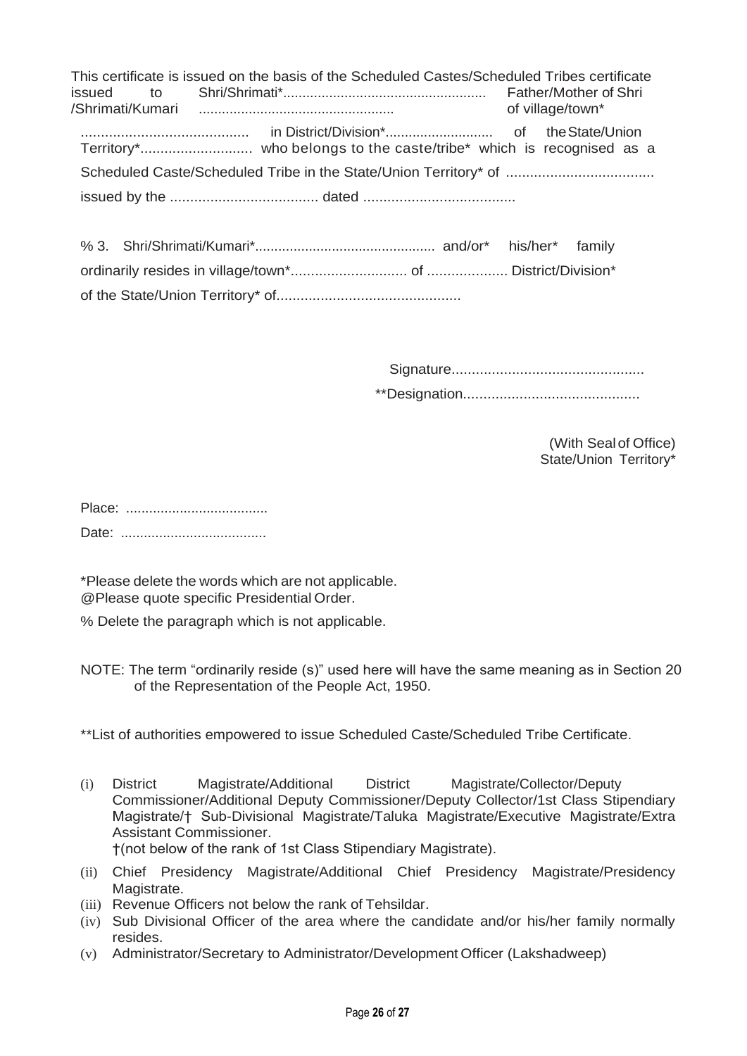This certificate is issued on the basis of the Scheduled Castes/Scheduled Tribes certificate issued to Shri/Shrimati*.................................................... Father/Mother of Shri /Shrimati/Kumari .................................................. of village/town* .......................................... in District/Division*........................... of the State/Union Territory*............................ who belongs to the caste/tribe* which is recognised as a Scheduled Caste/Scheduled Tribe in the State/Union Territory* of .................................... issued by the .................................... dated .....................................

% 3. Shri/Shrimati/Kumari*.............................................. and/or* his/her* family ordinarily resides in village/town*............................. of .................... District/Division* of the State/Union Territory* of.............................................

Signature................................................

**Designation............................................

(With Seal of Office)
State/Union Territory*

Place: ....................................

Date: .....................................

*Please delete the words which are not applicable.
@Please quote specific Presidential Order.

% Delete the paragraph which is not applicable.

NOTE: The term "ordinarily reside (s)" used here will have the same meaning as in Section 20 of the Representation of the People Act, 1950.

**List of authorities empowered to issue Scheduled Caste/Scheduled Tribe Certificate.

(i) District Magistrate/Additional District Magistrate/Collector/Deputy Commissioner/Additional Deputy Commissioner/Deputy Collector/1st Class Stipendiary Magistrate/† Sub-Divisional Magistrate/Taluka Magistrate/Executive Magistrate/Extra Assistant Commissioner.
†(not below of the rank of 1st Class Stipendiary Magistrate).
(ii) Chief Presidency Magistrate/Additional Chief Presidency Magistrate/Presidency Magistrate.
(iii) Revenue Officers not below the rank of Tehsildar.
(iv) Sub Divisional Officer of the area where the candidate and/or his/her family normally resides.
(v) Administrator/Secretary to Administrator/Development Officer (Lakshadweep)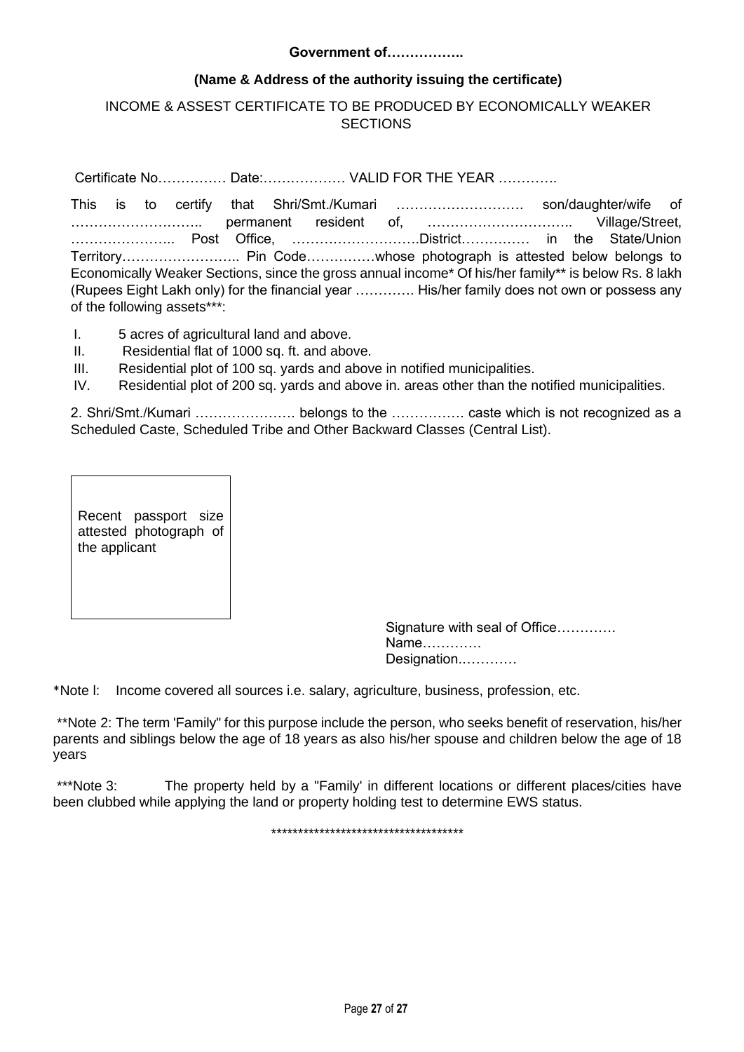**Government of……………..**

**(Name & Address of the authority issuing the certificate)**

INCOME & ASSEST CERTIFICATE TO BE PRODUCED BY ECONOMICALLY WEAKER SECTIONS

Certificate No…………… Date:……………… VALID FOR THE YEAR …………..

This is to certify that Shri/Smt./Kumari ………………………. son/daughter/wife of ……………………….. permanent resident of, ………………………….. Village/Street, ………………….. Post Office, ……………………….District…………… in the State/Union Territory…………………….. Pin Code……………whose photograph is attested below belongs to Economically Weaker Sections, since the gross annual income* Of his/her family** is below Rs. 8 lakh (Rupees Eight Lakh only) for the financial year …………. His/her family does not own or possess any of the following assets***:

I. 5 acres of agricultural land and above.
II. Residential flat of 1000 sq. ft. and above.
III. Residential plot of 100 sq. yards and above in notified municipalities.
IV. Residential plot of 200 sq. yards and above in. areas other than the notified municipalities.

2. Shri/Smt./Kumari …………………. belongs to the ……………. caste which is not recognized as a Scheduled Caste, Scheduled Tribe and Other Backward Classes (Central List).

Recent passport size attested photograph of the applicant

Signature with seal of Office………….
Name………….
Designation.…………

*Note l: Income covered all sources i.e. salary, agriculture, business, profession, etc.

**Note 2: The term 'Family" for this purpose include the person, who seeks benefit of reservation, his/her parents and siblings below the age of 18 years as also his/her spouse and children below the age of 18 years

***Note 3: The property held by a "Family' in different locations or different places/cities have been clubbed while applying the land or property holding test to determine EWS status.

************************************